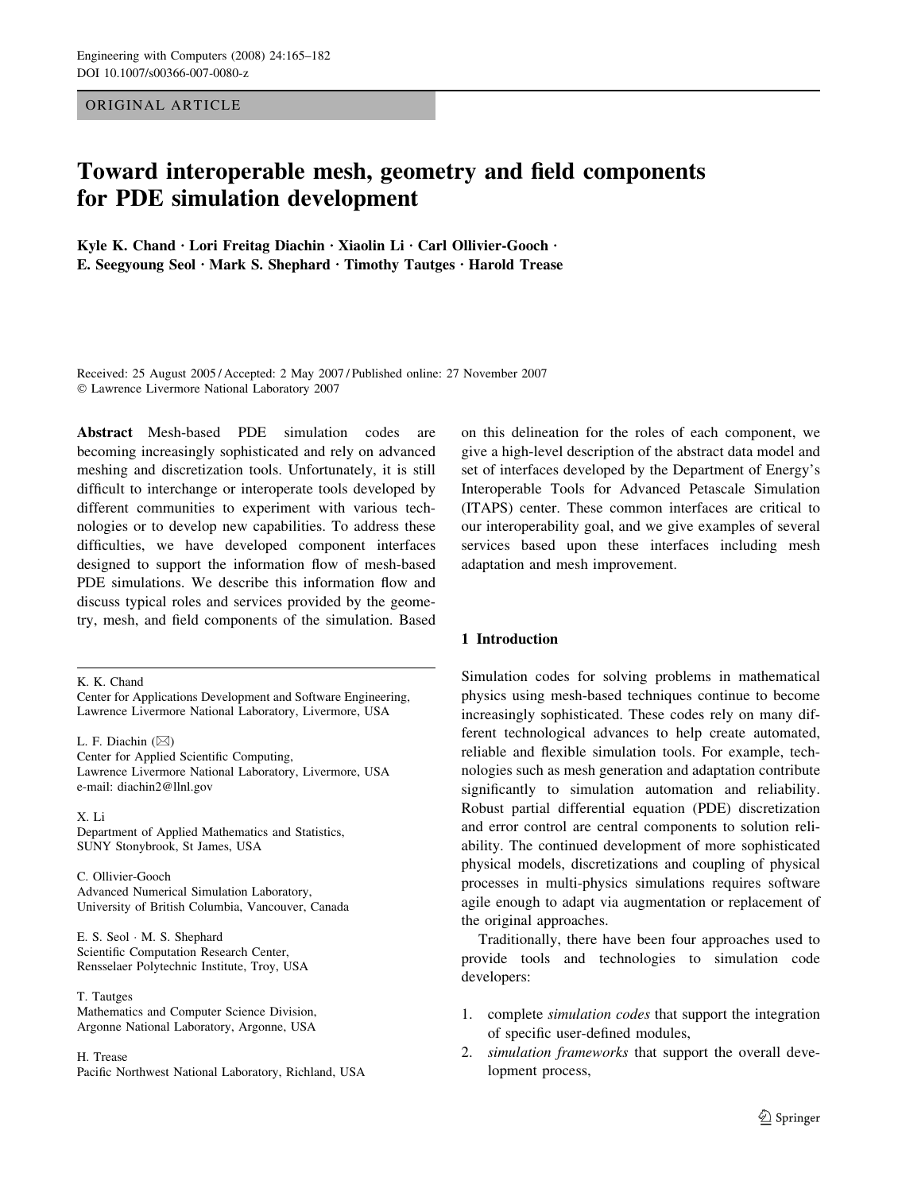ORIGINAL ARTICLE

# Toward interoperable mesh, geometry and field components for PDE simulation development

**Kyle K. Chand · Lori Freitag Diachin · Xiaolin Li · Carl Ollivier-Gooch · E. Seegyoung Seol · Mark S. Shephard · Timothy Tautges · Harold Trease**

Received: 25 August 2005 / Accepted: 2 May 2007 / Published online: 27 November 2007
© Lawrence Livermore National Laboratory 2007

**Abstract** Mesh-based PDE simulation codes are becoming increasingly sophisticated and rely on advanced meshing and discretization tools. Unfortunately, it is still difficult to interchange or interoperate tools developed by different communities to experiment with various technologies or to develop new capabilities. To address these difficulties, we have developed component interfaces designed to support the information flow of mesh-based PDE simulations. We describe this information flow and discuss typical roles and services provided by the geometry, mesh, and field components of the simulation. Based on this delineation for the roles of each component, we give a high-level description of the abstract data model and set of interfaces developed by the Department of Energy's Interoperable Tools for Advanced Petascale Simulation (ITAPS) center. These common interfaces are critical to our interoperability goal, and we give examples of several services based upon these interfaces including mesh adaptation and mesh improvement.

K. K. Chand
Center for Applications Development and Software Engineering, Lawrence Livermore National Laboratory, Livermore, USA

L. F. Diachin (✉)
Center for Applied Scientific Computing, Lawrence Livermore National Laboratory, Livermore, USA
e-mail: diachin2@llnl.gov

X. Li
Department of Applied Mathematics and Statistics, SUNY Stonybrook, St James, USA

C. Ollivier-Gooch
Advanced Numerical Simulation Laboratory, University of British Columbia, Vancouver, Canada

E. S. Seol · M. S. Shephard
Scientific Computation Research Center, Rensselaer Polytechnic Institute, Troy, USA

T. Tautges
Mathematics and Computer Science Division, Argonne National Laboratory, Argonne, USA

H. Trease
Pacific Northwest National Laboratory, Richland, USA

## 1 Introduction

Simulation codes for solving problems in mathematical physics using mesh-based techniques continue to become increasingly sophisticated. These codes rely on many different technological advances to help create automated, reliable and flexible simulation tools. For example, technologies such as mesh generation and adaptation contribute significantly to simulation automation and reliability. Robust partial differential equation (PDE) discretization and error control are central components to solution reliability. The continued development of more sophisticated physical models, discretizations and coupling of physical processes in multi-physics simulations requires software agile enough to adapt via augmentation or replacement of the original approaches.

Traditionally, there have been four approaches used to provide tools and technologies to simulation code developers:

1. complete *simulation codes* that support the integration of specific user-defined modules,
2. *simulation frameworks* that support the overall development process,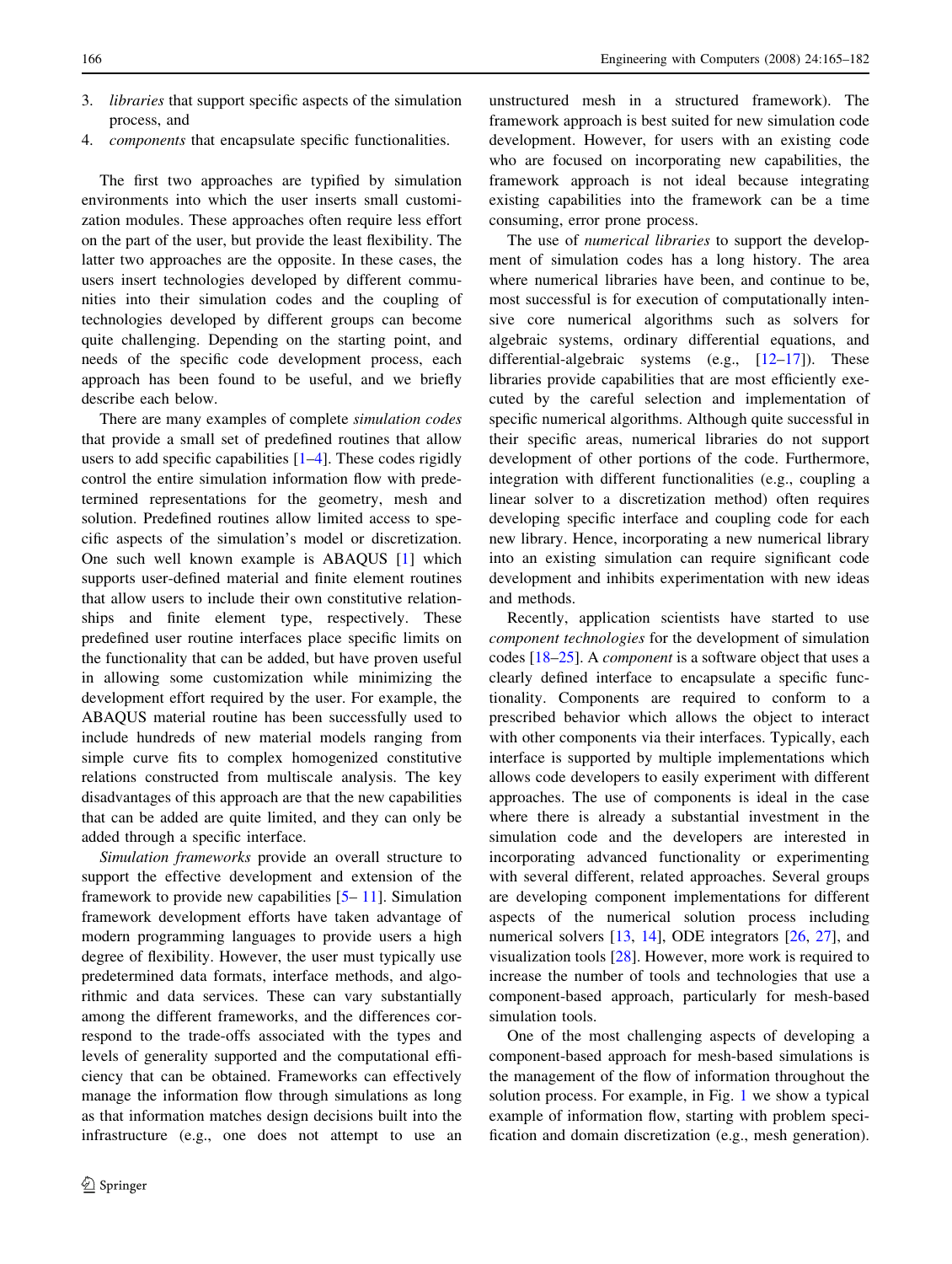3. *libraries* that support specific aspects of the simulation process, and
4. *components* that encapsulate specific functionalities.

The first two approaches are typified by simulation environments into which the user inserts small customization modules. These approaches often require less effort on the part of the user, but provide the least flexibility. The latter two approaches are the opposite. In these cases, the users insert technologies developed by different communities into their simulation codes and the coupling of technologies developed by different groups can become quite challenging. Depending on the starting point, and needs of the specific code development process, each approach has been found to be useful, and we briefly describe each below.

There are many examples of complete *simulation codes* that provide a small set of predefined routines that allow users to add specific capabilities [1–4]. These codes rigidly control the entire simulation information flow with predetermined representations for the geometry, mesh and solution. Predefined routines allow limited access to specific aspects of the simulation's model or discretization. One such well known example is ABAQUS [1] which supports user-defined material and finite element routines that allow users to include their own constitutive relationships and finite element type, respectively. These predefined user routine interfaces place specific limits on the functionality that can be added, but have proven useful in allowing some customization while minimizing the development effort required by the user. For example, the ABAQUS material routine has been successfully used to include hundreds of new material models ranging from simple curve fits to complex homogenized constitutive relations constructed from multiscale analysis. The key disadvantages of this approach are that the new capabilities that can be added are quite limited, and they can only be added through a specific interface.

*Simulation frameworks* provide an overall structure to support the effective development and extension of the framework to provide new capabilities [5– 11]. Simulation framework development efforts have taken advantage of modern programming languages to provide users a high degree of flexibility. However, the user must typically use predetermined data formats, interface methods, and algorithmic and data services. These can vary substantially among the different frameworks, and the differences correspond to the trade-offs associated with the types and levels of generality supported and the computational efficiency that can be obtained. Frameworks can effectively manage the information flow through simulations as long as that information matches design decisions built into the infrastructure (e.g., one does not attempt to use an unstructured mesh in a structured framework). The framework approach is best suited for new simulation code development. However, for users with an existing code who are focused on incorporating new capabilities, the framework approach is not ideal because integrating existing capabilities into the framework can be a time consuming, error prone process.

The use of *numerical libraries* to support the development of simulation codes has a long history. The area where numerical libraries have been, and continue to be, most successful is for execution of computationally intensive core numerical algorithms such as solvers for algebraic systems, ordinary differential equations, and differential-algebraic systems (e.g., [12–17]). These libraries provide capabilities that are most efficiently executed by the careful selection and implementation of specific numerical algorithms. Although quite successful in their specific areas, numerical libraries do not support development of other portions of the code. Furthermore, integration with different functionalities (e.g., coupling a linear solver to a discretization method) often requires developing specific interface and coupling code for each new library. Hence, incorporating a new numerical library into an existing simulation can require significant code development and inhibits experimentation with new ideas and methods.

Recently, application scientists have started to use *component technologies* for the development of simulation codes [18–25]. A *component* is a software object that uses a clearly defined interface to encapsulate a specific functionality. Components are required to conform to a prescribed behavior which allows the object to interact with other components via their interfaces. Typically, each interface is supported by multiple implementations which allows code developers to easily experiment with different approaches. The use of components is ideal in the case where there is already a substantial investment in the simulation code and the developers are interested in incorporating advanced functionality or experimenting with several different, related approaches. Several groups are developing component implementations for different aspects of the numerical solution process including numerical solvers [13, 14], ODE integrators [26, 27], and visualization tools [28]. However, more work is required to increase the number of tools and technologies that use a component-based approach, particularly for mesh-based simulation tools.

One of the most challenging aspects of developing a component-based approach for mesh-based simulations is the management of the flow of information throughout the solution process. For example, in Fig. 1 we show a typical example of information flow, starting with problem specification and domain discretization (e.g., mesh generation).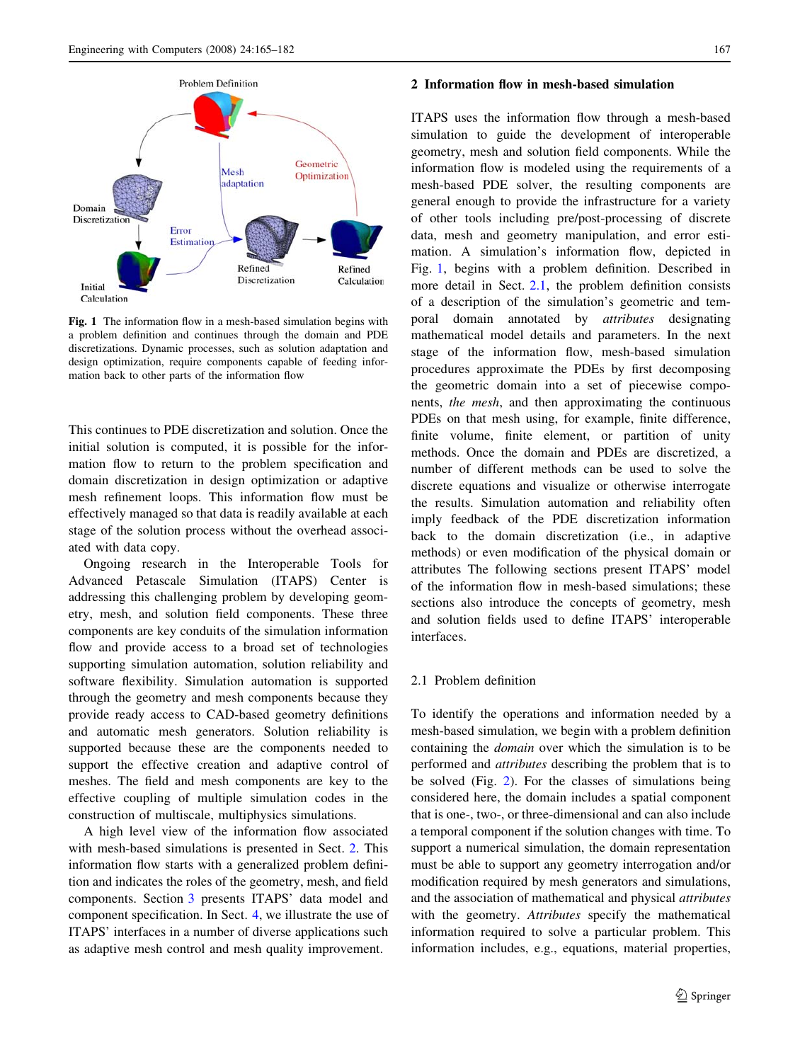Problem Definition

Domain Discretization

Mesh adaptation

Geometric Optimization

Error Estimation

Initial Calculation

Refined Discretization

Refined Calculation

**Fig. 1** The information flow in a mesh-based simulation begins with a problem definition and continues through the domain and PDE discretizations. Dynamic processes, such as solution adaptation and design optimization, require components capable of feeding information back to other parts of the information flow

This continues to PDE discretization and solution. Once the initial solution is computed, it is possible for the information flow to return to the problem specification and domain discretization in design optimization or adaptive mesh refinement loops. This information flow must be effectively managed so that data is readily available at each stage of the solution process without the overhead associated with data copy.

Ongoing research in the Interoperable Tools for Advanced Petascale Simulation (ITAPS) Center is addressing this challenging problem by developing geometry, mesh, and solution field components. These three components are key conduits of the simulation information flow and provide access to a broad set of technologies supporting simulation automation, solution reliability and software flexibility. Simulation automation is supported through the geometry and mesh components because they provide ready access to CAD-based geometry definitions and automatic mesh generators. Solution reliability is supported because these are the components needed to support the effective creation and adaptive control of meshes. The field and mesh components are key to the effective coupling of multiple simulation codes in the construction of multiscale, multiphysics simulations.

A high level view of the information flow associated with mesh-based simulations is presented in Sect. 2. This information flow starts with a generalized problem definition and indicates the roles of the geometry, mesh, and field components. Section 3 presents ITAPS' data model and component specification. In Sect. 4, we illustrate the use of ITAPS' interfaces in a number of diverse applications such as adaptive mesh control and mesh quality improvement.

## 2 Information flow in mesh-based simulation

ITAPS uses the information flow through a mesh-based simulation to guide the development of interoperable geometry, mesh and solution field components. While the information flow is modeled using the requirements of a mesh-based PDE solver, the resulting components are general enough to provide the infrastructure for a variety of other tools including pre/post-processing of discrete data, mesh and geometry manipulation, and error estimation. A simulation's information flow, depicted in Fig. 1, begins with a problem definition. Described in more detail in Sect. 2.1, the problem definition consists of a description of the simulation's geometric and temporal domain annotated by *attributes* designating mathematical model details and parameters. In the next stage of the information flow, mesh-based simulation procedures approximate the PDEs by first decomposing the geometric domain into a set of piecewise components, *the mesh*, and then approximating the continuous PDEs on that mesh using, for example, finite difference, finite volume, finite element, or partition of unity methods. Once the domain and PDEs are discretized, a number of different methods can be used to solve the discrete equations and visualize or otherwise interrogate the results. Simulation automation and reliability often imply feedback of the PDE discretization information back to the domain discretization (i.e., in adaptive methods) or even modification of the physical domain or attributes The following sections present ITAPS' model of the information flow in mesh-based simulations; these sections also introduce the concepts of geometry, mesh and solution fields used to define ITAPS' interoperable interfaces.

### 2.1 Problem definition

To identify the operations and information needed by a mesh-based simulation, we begin with a problem definition containing the *domain* over which the simulation is to be performed and *attributes* describing the problem that is to be solved (Fig. 2). For the classes of simulations being considered here, the domain includes a spatial component that is one-, two-, or three-dimensional and can also include a temporal component if the solution changes with time. To support a numerical simulation, the domain representation must be able to support any geometry interrogation and/or modification required by mesh generators and simulations, and the association of mathematical and physical *attributes* with the geometry. *Attributes* specify the mathematical information required to solve a particular problem. This information includes, e.g., equations, material properties,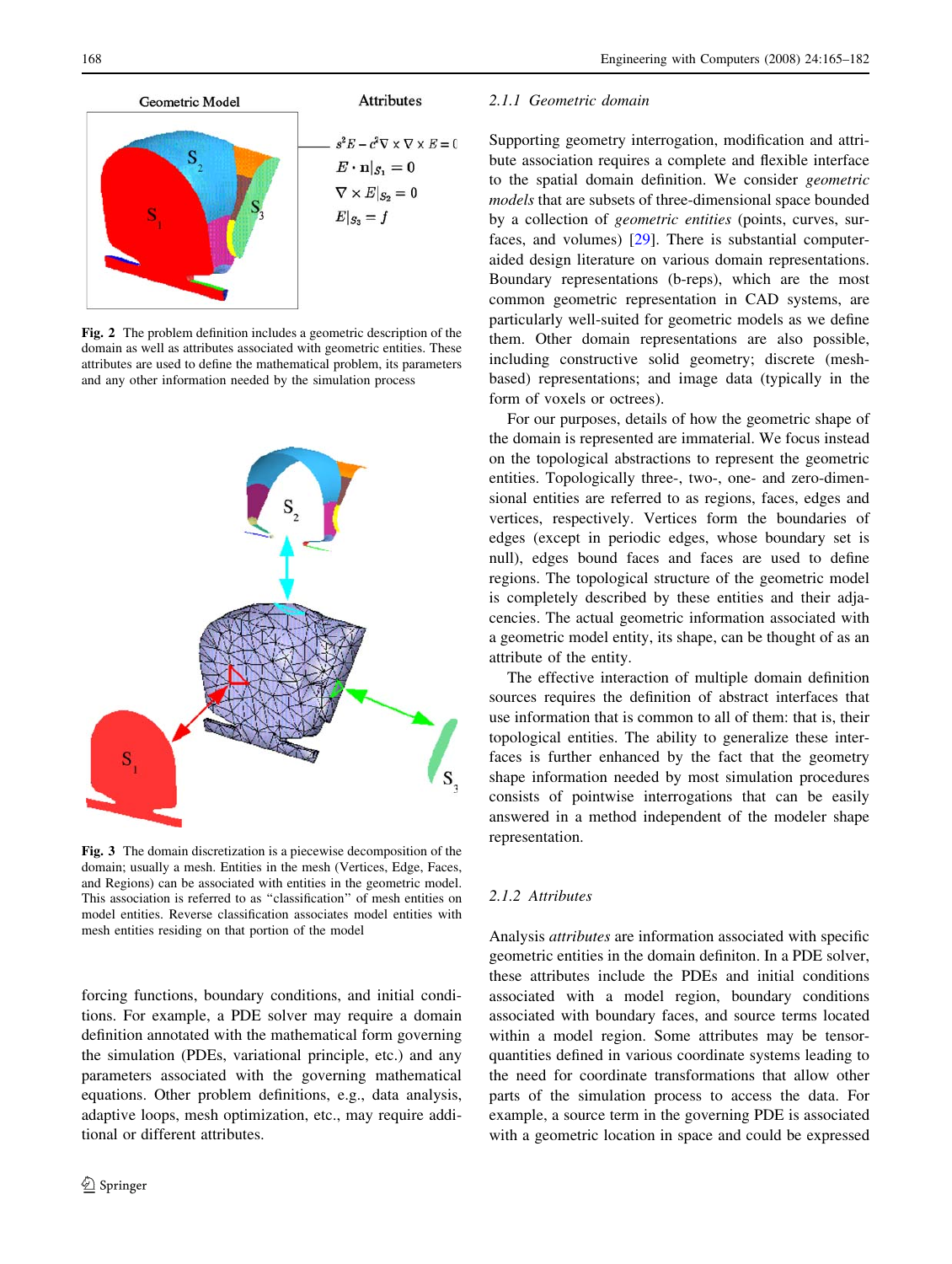Geometric Model

Attributes

$s^2E - c^2\nabla \times \nabla \times E = 0$

$E \cdot \mathbf{n}|_{S_1} = 0$

$\nabla \times E|_{S_2} = 0$

$E|_{S_3} = f$

Fig. 2 The problem definition includes a geometric description of the domain as well as attributes associated with geometric entities. These attributes are used to define the mathematical problem, its parameters and any other information needed by the simulation process

Fig. 3 The domain discretization is a piecewise decomposition of the domain; usually a mesh. Entities in the mesh (Vertices, Edge, Faces, and Regions) can be associated with entities in the geometric model. This association is referred to as "classification" of mesh entities on model entities. Reverse classification associates model entities with mesh entities residing on that portion of the model

forcing functions, boundary conditions, and initial conditions. For example, a PDE solver may require a domain definition annotated with the mathematical form governing the simulation (PDEs, variational principle, etc.) and any parameters associated with the governing mathematical equations. Other problem definitions, e.g., data analysis, adaptive loops, mesh optimization, etc., may require additional or different attributes.

### 2.1.1 Geometric domain

Supporting geometry interrogation, modification and attribute association requires a complete and flexible interface to the spatial domain definition. We consider *geometric models* that are subsets of three-dimensional space bounded by a collection of *geometric entities* (points, curves, surfaces, and volumes) [29]. There is substantial computer-aided design literature on various domain representations. Boundary representations (b-reps), which are the most common geometric representation in CAD systems, are particularly well-suited for geometric models as we define them. Other domain representations are also possible, including constructive solid geometry; discrete (mesh-based) representations; and image data (typically in the form of voxels or octrees).

For our purposes, details of how the geometric shape of the domain is represented are immaterial. We focus instead on the topological abstractions to represent the geometric entities. Topologically three-, two-, one- and zero-dimensional entities are referred to as regions, faces, edges and vertices, respectively. Vertices form the boundaries of edges (except in periodic edges, whose boundary set is null), edges bound faces and faces are used to define regions. The topological structure of the geometric model is completely described by these entities and their adjacencies. The actual geometric information associated with a geometric model entity, its shape, can be thought of as an attribute of the entity.

The effective interaction of multiple domain definition sources requires the definition of abstract interfaces that use information that is common to all of them: that is, their topological entities. The ability to generalize these interfaces is further enhanced by the fact that the geometry shape information needed by most simulation procedures consists of pointwise interrogations that can be easily answered in a method independent of the modeler shape representation.

### 2.1.2 Attributes

Analysis *attributes* are information associated with specific geometric entities in the domain definiton. In a PDE solver, these attributes include the PDEs and initial conditions associated with a model region, boundary conditions associated with boundary faces, and source terms located within a model region. Some attributes may be tensor-quantities defined in various coordinate systems leading to the need for coordinate transformations that allow other parts of the simulation process to access the data. For example, a source term in the governing PDE is associated with a geometric location in space and could be expressed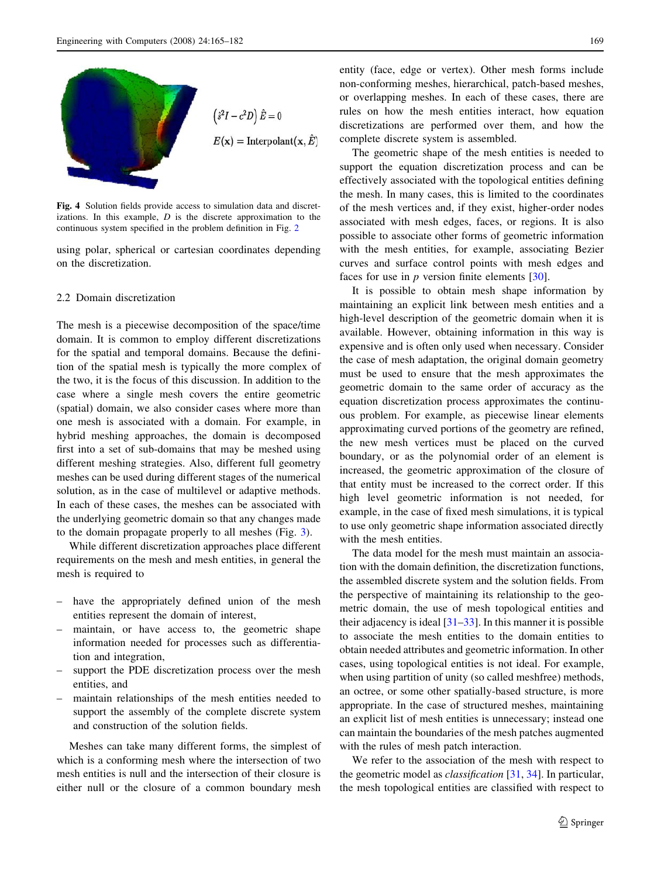$$\left(\hat{s}^2 I - c^2 D\right) \hat{E} = 0$$

$$E(\mathbf{x}) = \text{Interpolant}(\mathbf{x}, \hat{E})$$

**Fig. 4** Solution fields provide access to simulation data and discretizations. In this example, $D$ is the discrete approximation to the continuous system specified in the problem definition in Fig. 2

using polar, spherical or cartesian coordinates depending on the discretization.

### 2.2 Domain discretization

The mesh is a piecewise decomposition of the space/time domain. It is common to employ different discretizations for the spatial and temporal domains. Because the definition of the spatial mesh is typically the more complex of the two, it is the focus of this discussion. In addition to the case where a single mesh covers the entire geometric (spatial) domain, we also consider cases where more than one mesh is associated with a domain. For example, in hybrid meshing approaches, the domain is decomposed first into a set of sub-domains that may be meshed using different meshing strategies. Also, different full geometry meshes can be used during different stages of the numerical solution, as in the case of multilevel or adaptive methods. In each of these cases, the meshes can be associated with the underlying geometric domain so that any changes made to the domain propagate properly to all meshes (Fig. 3).

While different discretization approaches place different requirements on the mesh and mesh entities, in general the mesh is required to

- have the appropriately defined union of the mesh entities represent the domain of interest,
- maintain, or have access to, the geometric shape information needed for processes such as differentiation and integration,
- support the PDE discretization process over the mesh entities, and
- maintain relationships of the mesh entities needed to support the assembly of the complete discrete system and construction of the solution fields.

Meshes can take many different forms, the simplest of which is a conforming mesh where the intersection of two mesh entities is null and the intersection of their closure is either null or the closure of a common boundary mesh entity (face, edge or vertex). Other mesh forms include non-conforming meshes, hierarchical, patch-based meshes, or overlapping meshes. In each of these cases, there are rules on how the mesh entities interact, how equation discretizations are performed over them, and how the complete discrete system is assembled.

The geometric shape of the mesh entities is needed to support the equation discretization process and can be effectively associated with the topological entities defining the mesh. In many cases, this is limited to the coordinates of the mesh vertices and, if they exist, higher-order nodes associated with mesh edges, faces, or regions. It is also possible to associate other forms of geometric information with the mesh entities, for example, associating Bezier curves and surface control points with mesh edges and faces for use in *p* version finite elements [30].

It is possible to obtain mesh shape information by maintaining an explicit link between mesh entities and a high-level description of the geometric domain when it is available. However, obtaining information in this way is expensive and is often only used when necessary. Consider the case of mesh adaptation, the original domain geometry must be used to ensure that the mesh approximates the geometric domain to the same order of accuracy as the equation discretization process approximates the continuous problem. For example, as piecewise linear elements approximating curved portions of the geometry are refined, the new mesh vertices must be placed on the curved boundary, or as the polynomial order of an element is increased, the geometric approximation of the closure of that entity must be increased to the correct order. If this high level geometric information is not needed, for example, in the case of fixed mesh simulations, it is typical to use only geometric shape information associated directly with the mesh entities.

The data model for the mesh must maintain an association with the domain definition, the discretization functions, the assembled discrete system and the solution fields. From the perspective of maintaining its relationship to the geometric domain, the use of mesh topological entities and their adjacency is ideal [31–33]. In this manner it is possible to associate the mesh entities to the domain entities to obtain needed attributes and geometric information. In other cases, using topological entities is not ideal. For example, when using partition of unity (so called meshfree) methods, an octree, or some other spatially-based structure, is more appropriate. In the case of structured meshes, maintaining an explicit list of mesh entities is unnecessary; instead one can maintain the boundaries of the mesh patches augmented with the rules of mesh patch interaction.

We refer to the association of the mesh with respect to the geometric model as *classification* [31, 34]. In particular, the mesh topological entities are classified with respect to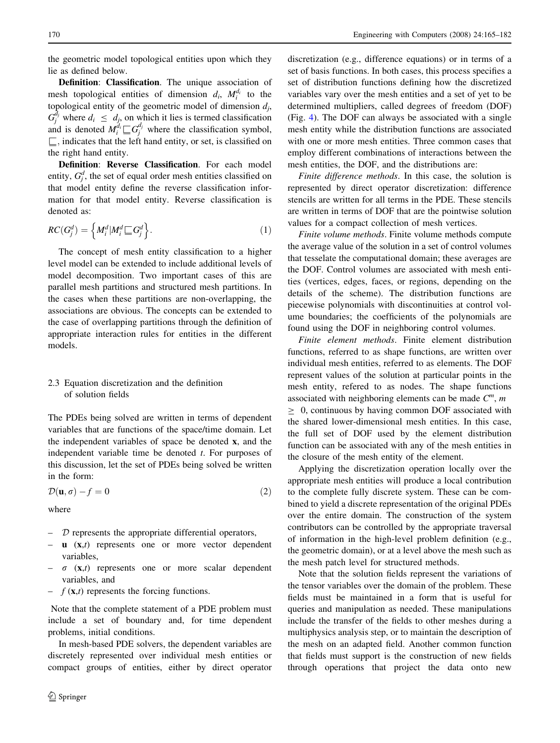the geometric model topological entities upon which they lie as defined below.

**Definition**: **Classification**. The unique association of mesh topological entities of dimension $d_i$, $M_i^{d_i}$ to the topological entity of the geometric model of dimension $d_j$, $G_j^{d_j}$ where $d_i \leq d_j$, on which it lies is termed classification and is denoted $M_i^{d_i} \sqsubseteq G_j^{d_j}$ where the classification symbol, $\sqsubseteq$, indicates that the left hand entity, or set, is classified on the right hand entity.

**Definition**: **Reverse Classification**. For each model entity, $G_j^d$, the set of equal order mesh entities classified on that model entity define the reverse classification information for that model entity. Reverse classification is denoted as:

$$RC(G_j^d) = \left\{ M_i^d | M_i^d \sqsubseteq G_j^d \right\}. \tag{1}$$

The concept of mesh entity classification to a higher level model can be extended to include additional levels of model decomposition. Two important cases of this are parallel mesh partitions and structured mesh partitions. In the cases when these partitions are non-overlapping, the associations are obvious. The concepts can be extended to the case of overlapping partitions through the definition of appropriate interaction rules for entities in the different models.

### 2.3 Equation discretization and the definition of solution fields

The PDEs being solved are written in terms of dependent variables that are functions of the space/time domain. Let the independent variables of space be denoted $\mathbf{x}$, and the independent variable time be denoted $t$. For purposes of this discussion, let the set of PDEs being solved be written in the form:

$$\mathcal{D}(\mathbf{u}, \sigma) - f = 0 \tag{2}$$

where

- $\mathcal{D}$ represents the appropriate differential operators,
- $\mathbf{u}$ $(\mathbf{x},t)$ represents one or more vector dependent variables,
- $\sigma$ $(\mathbf{x},t)$ represents one or more scalar dependent variables, and
- $f$ $(\mathbf{x},t)$ represents the forcing functions.

Note that the complete statement of a PDE problem must include a set of boundary and, for time dependent problems, initial conditions.

In mesh-based PDE solvers, the dependent variables are discretely represented over individual mesh entities or compact groups of entities, either by direct operator discretization (e.g., difference equations) or in terms of a set of basis functions. In both cases, this process specifies a set of distribution functions defining how the discretized variables vary over the mesh entities and a set of yet to be determined multipliers, called degrees of freedom (DOF) (Fig. 4). The DOF can always be associated with a single mesh entity while the distribution functions are associated with one or more mesh entities. Three common cases that employ different combinations of interactions between the mesh entities, the DOF, and the distributions are:

*Finite difference methods*. In this case, the solution is represented by direct operator discretization: difference stencils are written for all terms in the PDE. These stencils are written in terms of DOF that are the pointwise solution values for a compact collection of mesh vertices.

*Finite volume methods*. Finite volume methods compute the average value of the solution in a set of control volumes that tesselate the computational domain; these averages are the DOF. Control volumes are associated with mesh entities (vertices, edges, faces, or regions, depending on the details of the scheme). The distribution functions are piecewise polynomials with discontinuities at control volume boundaries; the coefficients of the polynomials are found using the DOF in neighboring control volumes.

*Finite element methods*. Finite element distribution functions, referred to as shape functions, are written over individual mesh entities, referred to as elements. The DOF represent values of the solution at particular points in the mesh entity, refered to as nodes. The shape functions associated with neighboring elements can be made $C^m$, $m \geq 0$, continuous by having common DOF associated with the shared lower-dimensional mesh entities. In this case, the full set of DOF used by the element distribution function can be associated with any of the mesh entities in the closure of the mesh entity of the element.

Applying the discretization operation locally over the appropriate mesh entities will produce a local contribution to the complete fully discrete system. These can be combined to yield a discrete representation of the original PDEs over the entire domain. The construction of the system contributors can be controlled by the appropriate traversal of information in the high-level problem definition (e.g., the geometric domain), or at a level above the mesh such as the mesh patch level for structured methods.

Note that the solution fields represent the variations of the tensor variables over the domain of the problem. These fields must be maintained in a form that is useful for queries and manipulation as needed. These manipulations include the transfer of the fields to other meshes during a multiphysics analysis step, or to maintain the description of the mesh on an adapted field. Another common function that fields must support is the construction of new fields through operations that project the data onto new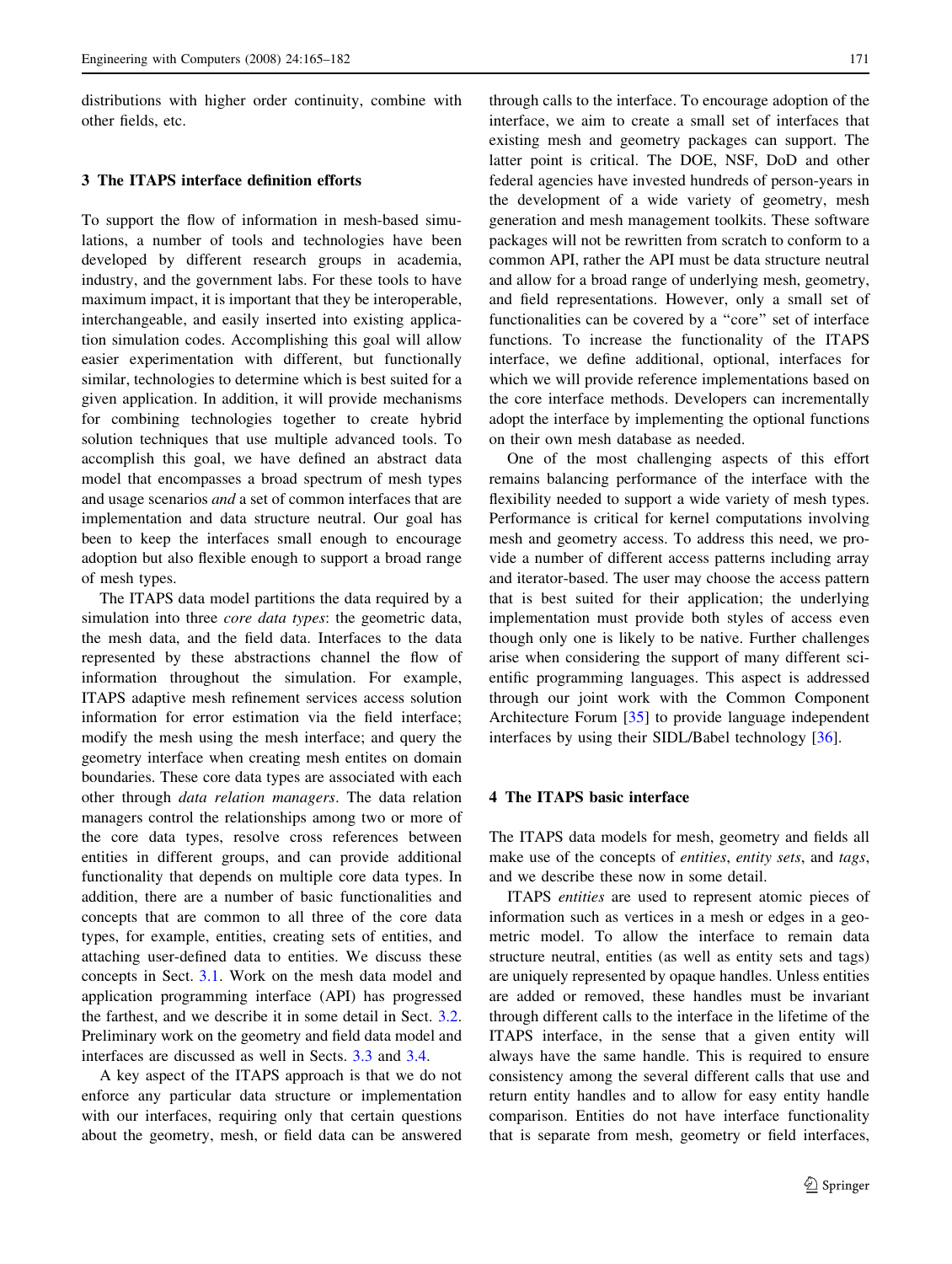distributions with higher order continuity, combine with other fields, etc.

## 3 The ITAPS interface definition efforts

To support the flow of information in mesh-based simulations, a number of tools and technologies have been developed by different research groups in academia, industry, and the government labs. For these tools to have maximum impact, it is important that they be interoperable, interchangeable, and easily inserted into existing application simulation codes. Accomplishing this goal will allow easier experimentation with different, but functionally similar, technologies to determine which is best suited for a given application. In addition, it will provide mechanisms for combining technologies together to create hybrid solution techniques that use multiple advanced tools. To accomplish this goal, we have defined an abstract data model that encompasses a broad spectrum of mesh types and usage scenarios *and* a set of common interfaces that are implementation and data structure neutral. Our goal has been to keep the interfaces small enough to encourage adoption but also flexible enough to support a broad range of mesh types.

The ITAPS data model partitions the data required by a simulation into three *core data types*: the geometric data, the mesh data, and the field data. Interfaces to the data represented by these abstractions channel the flow of information throughout the simulation. For example, ITAPS adaptive mesh refinement services access solution information for error estimation via the field interface; modify the mesh using the mesh interface; and query the geometry interface when creating mesh entites on domain boundaries. These core data types are associated with each other through *data relation managers*. The data relation managers control the relationships among two or more of the core data types, resolve cross references between entities in different groups, and can provide additional functionality that depends on multiple core data types. In addition, there are a number of basic functionalities and concepts that are common to all three of the core data types, for example, entities, creating sets of entities, and attaching user-defined data to entities. We discuss these concepts in Sect. 3.1. Work on the mesh data model and application programming interface (API) has progressed the farthest, and we describe it in some detail in Sect. 3.2. Preliminary work on the geometry and field data model and interfaces are discussed as well in Sects. 3.3 and 3.4.

A key aspect of the ITAPS approach is that we do not enforce any particular data structure or implementation with our interfaces, requiring only that certain questions about the geometry, mesh, or field data can be answered through calls to the interface. To encourage adoption of the interface, we aim to create a small set of interfaces that existing mesh and geometry packages can support. The latter point is critical. The DOE, NSF, DoD and other federal agencies have invested hundreds of person-years in the development of a wide variety of geometry, mesh generation and mesh management toolkits. These software packages will not be rewritten from scratch to conform to a common API, rather the API must be data structure neutral and allow for a broad range of underlying mesh, geometry, and field representations. However, only a small set of functionalities can be covered by a "core" set of interface functions. To increase the functionality of the ITAPS interface, we define additional, optional, interfaces for which we will provide reference implementations based on the core interface methods. Developers can incrementally adopt the interface by implementing the optional functions on their own mesh database as needed.

One of the most challenging aspects of this effort remains balancing performance of the interface with the flexibility needed to support a wide variety of mesh types. Performance is critical for kernel computations involving mesh and geometry access. To address this need, we provide a number of different access patterns including array and iterator-based. The user may choose the access pattern that is best suited for their application; the underlying implementation must provide both styles of access even though only one is likely to be native. Further challenges arise when considering the support of many different scientific programming languages. This aspect is addressed through our joint work with the Common Component Architecture Forum [35] to provide language independent interfaces by using their SIDL/Babel technology [36].

## 4 The ITAPS basic interface

The ITAPS data models for mesh, geometry and fields all make use of the concepts of *entities*, *entity sets*, and *tags*, and we describe these now in some detail.

ITAPS *entities* are used to represent atomic pieces of information such as vertices in a mesh or edges in a geometric model. To allow the interface to remain data structure neutral, entities (as well as entity sets and tags) are uniquely represented by opaque handles. Unless entities are added or removed, these handles must be invariant through different calls to the interface in the lifetime of the ITAPS interface, in the sense that a given entity will always have the same handle. This is required to ensure consistency among the several different calls that use and return entity handles and to allow for easy entity handle comparison. Entities do not have interface functionality that is separate from mesh, geometry or field interfaces,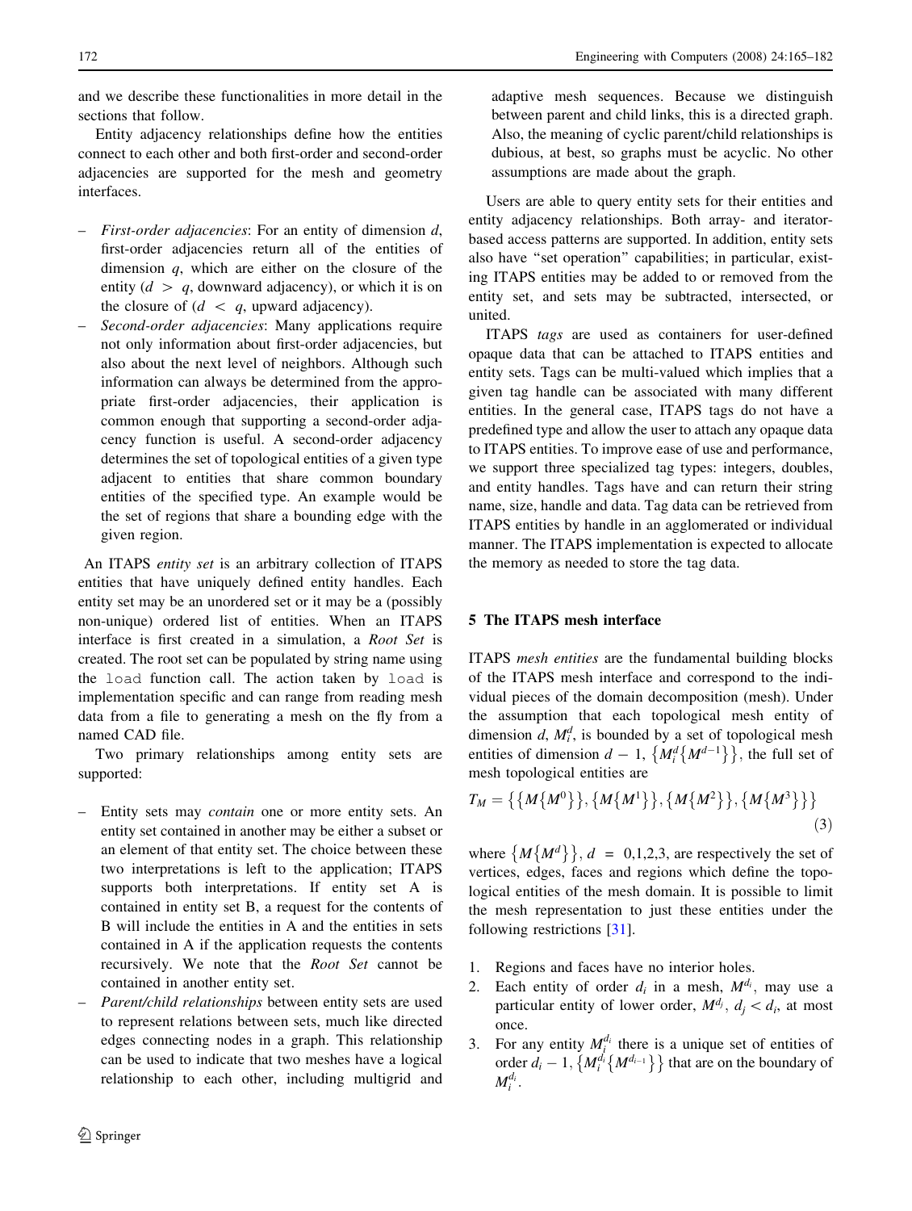and we describe these functionalities in more detail in the sections that follow.

Entity adjacency relationships define how the entities connect to each other and both first-order and second-order adjacencies are supported for the mesh and geometry interfaces.

- *First-order adjacencies*: For an entity of dimension $d$, first-order adjacencies return all of the entities of dimension $q$, which are either on the closure of the entity ($d > q$, downward adjacency), or which it is on the closure of ($d < q$, upward adjacency).
- *Second-order adjacencies*: Many applications require not only information about first-order adjacencies, but also about the next level of neighbors. Although such information can always be determined from the appropriate first-order adjacencies, their application is common enough that supporting a second-order adjacency function is useful. A second-order adjacency determines the set of topological entities of a given type adjacent to entities that share common boundary entities of the specified type. An example would be the set of regions that share a bounding edge with the given region.

An ITAPS *entity set* is an arbitrary collection of ITAPS entities that have uniquely defined entity handles. Each entity set may be an unordered set or it may be a (possibly non-unique) ordered list of entities. When an ITAPS interface is first created in a simulation, a *Root Set* is created. The root set can be populated by string name using the `load` function call. The action taken by `load` is implementation specific and can range from reading mesh data from a file to generating a mesh on the fly from a named CAD file.

Two primary relationships among entity sets are supported:

- Entity sets may *contain* one or more entity sets. An entity set contained in another may be either a subset or an element of that entity set. The choice between these two interpretations is left to the application; ITAPS supports both interpretations. If entity set A is contained in entity set B, a request for the contents of B will include the entities in A and the entities in sets contained in A if the application requests the contents recursively. We note that the *Root Set* cannot be contained in another entity set.
- *Parent/child relationships* between entity sets are used to represent relations between sets, much like directed edges connecting nodes in a graph. This relationship can be used to indicate that two meshes have a logical relationship to each other, including multigrid and adaptive mesh sequences. Because we distinguish between parent and child links, this is a directed graph. Also, the meaning of cyclic parent/child relationships is dubious, at best, so graphs must be acyclic. No other assumptions are made about the graph.

Users are able to query entity sets for their entities and entity adjacency relationships. Both array- and iterator-based access patterns are supported. In addition, entity sets also have "set operation" capabilities; in particular, existing ITAPS entities may be added to or removed from the entity set, and sets may be subtracted, intersected, or united.

ITAPS *tags* are used as containers for user-defined opaque data that can be attached to ITAPS entities and entity sets. Tags can be multi-valued which implies that a given tag handle can be associated with many different entities. In the general case, ITAPS tags do not have a predefined type and allow the user to attach any opaque data to ITAPS entities. To improve ease of use and performance, we support three specialized tag types: integers, doubles, and entity handles. Tags have and can return their string name, size, handle and data. Tag data can be retrieved from ITAPS entities by handle in an agglomerated or individual manner. The ITAPS implementation is expected to allocate the memory as needed to store the tag data.

## 5 The ITAPS mesh interface

ITAPS *mesh entities* are the fundamental building blocks of the ITAPS mesh interface and correspond to the individual pieces of the domain decomposition (mesh). Under the assumption that each topological mesh entity of dimension $d$, $M_i^d$, is bounded by a set of topological mesh entities of dimension $d-1$, $\{M_i^d\{M^{d-1}\}\}$, the full set of mesh topological entities are

$$T_M = \{\{M\{M^0\}\}, \{M\{M^1\}\}, \{M\{M^2\}\}, \{M\{M^3\}\}\} \tag{3}$$

where $\{M\{M^d\}\}$, $d = 0,1,2,3$, are respectively the set of vertices, edges, faces and regions which define the topological entities of the mesh domain. It is possible to limit the mesh representation to just these entities under the following restrictions [31].

1. Regions and faces have no interior holes.
2. Each entity of order $d_i$ in a mesh, $M^{d_i}$, may use a particular entity of lower order, $M^{d_j}$, $d_j < d_i$, at most once.
3. For any entity $M_i^{d_i}$ there is a unique set of entities of order $d_i - 1$, $\{M_i^{d_i}\{M^{d_{i-1}}\}\}$ that are on the boundary of $M_i^{d_i}$.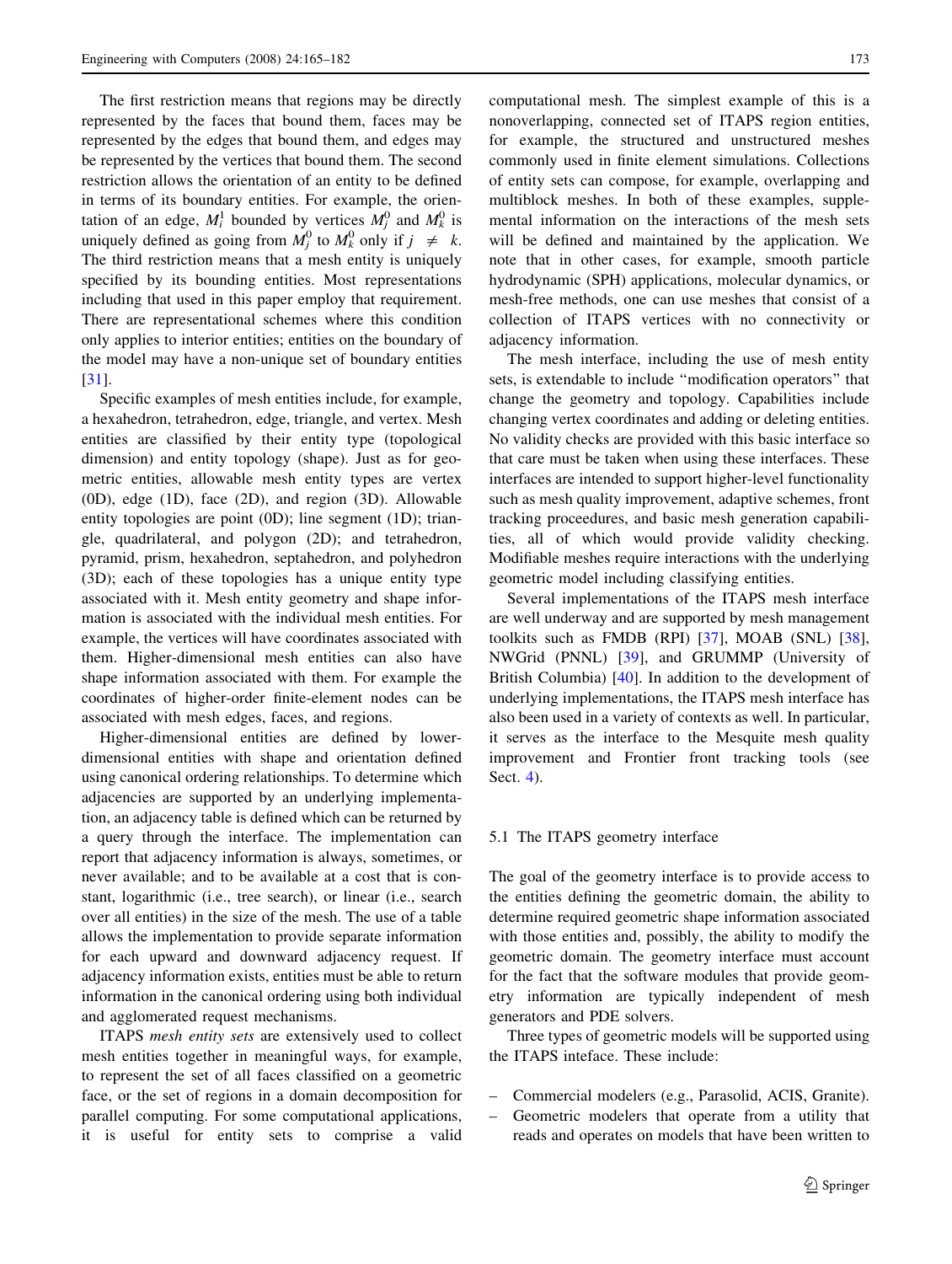The first restriction means that regions may be directly represented by the faces that bound them, faces may be represented by the edges that bound them, and edges may be represented by the vertices that bound them. The second restriction allows the orientation of an entity to be defined in terms of its boundary entities. For example, the orientation of an edge, $M_i^1$ bounded by vertices $M_j^0$ and $M_k^0$ is uniquely defined as going from $M_j^0$ to $M_k^0$ only if $j \neq k$. The third restriction means that a mesh entity is uniquely specified by its bounding entities. Most representations including that used in this paper employ that requirement. There are representational schemes where this condition only applies to interior entities; entities on the boundary of the model may have a non-unique set of boundary entities [31].

Specific examples of mesh entities include, for example, a hexahedron, tetrahedron, edge, triangle, and vertex. Mesh entities are classified by their entity type (topological dimension) and entity topology (shape). Just as for geometric entities, allowable mesh entity types are vertex (0D), edge (1D), face (2D), and region (3D). Allowable entity topologies are point (0D); line segment (1D); triangle, quadrilateral, and polygon (2D); and tetrahedron, pyramid, prism, hexahedron, septahedron, and polyhedron (3D); each of these topologies has a unique entity type associated with it. Mesh entity geometry and shape information is associated with the individual mesh entities. For example, the vertices will have coordinates associated with them. Higher-dimensional mesh entities can also have shape information associated with them. For example the coordinates of higher-order finite-element nodes can be associated with mesh edges, faces, and regions.

Higher-dimensional entities are defined by lower-dimensional entities with shape and orientation defined using canonical ordering relationships. To determine which adjacencies are supported by an underlying implementation, an adjacency table is defined which can be returned by a query through the interface. The implementation can report that adjacency information is always, sometimes, or never available; and to be available at a cost that is constant, logarithmic (i.e., tree search), or linear (i.e., search over all entities) in the size of the mesh. The use of a table allows the implementation to provide separate information for each upward and downward adjacency request. If adjacency information exists, entities must be able to return information in the canonical ordering using both individual and agglomerated request mechanisms.

ITAPS *mesh entity sets* are extensively used to collect mesh entities together in meaningful ways, for example, to represent the set of all faces classified on a geometric face, or the set of regions in a domain decomposition for parallel computing. For some computational applications, it is useful for entity sets to comprise a valid computational mesh. The simplest example of this is a nonoverlapping, connected set of ITAPS region entities, for example, the structured and unstructured meshes commonly used in finite element simulations. Collections of entity sets can compose, for example, overlapping and multiblock meshes. In both of these examples, supplemental information on the interactions of the mesh sets will be defined and maintained by the application. We note that in other cases, for example, smooth particle hydrodynamic (SPH) applications, molecular dynamics, or mesh-free methods, one can use meshes that consist of a collection of ITAPS vertices with no connectivity or adjacency information.

The mesh interface, including the use of mesh entity sets, is extendable to include "modification operators" that change the geometry and topology. Capabilities include changing vertex coordinates and adding or deleting entities. No validity checks are provided with this basic interface so that care must be taken when using these interfaces. These interfaces are intended to support higher-level functionality such as mesh quality improvement, adaptive schemes, front tracking proceedures, and basic mesh generation capabilities, all of which would provide validity checking. Modifiable meshes require interactions with the underlying geometric model including classifying entities.

Several implementations of the ITAPS mesh interface are well underway and are supported by mesh management toolkits such as FMDB (RPI) [37], MOAB (SNL) [38], NWGrid (PNNL) [39], and GRUMMP (University of British Columbia) [40]. In addition to the development of underlying implementations, the ITAPS mesh interface has also been used in a variety of contexts as well. In particular, it serves as the interface to the Mesquite mesh quality improvement and Frontier front tracking tools (see Sect. 4).

### 5.1 The ITAPS geometry interface

The goal of the geometry interface is to provide access to the entities defining the geometric domain, the ability to determine required geometric shape information associated with those entities and, possibly, the ability to modify the geometric domain. The geometry interface must account for the fact that the software modules that provide geometry information are typically independent of mesh generators and PDE solvers.

Three types of geometric models will be supported using the ITAPS inteface. These include:

- Commercial modelers (e.g., Parasolid, ACIS, Granite).
- Geometric modelers that operate from a utility that reads and operates on models that have been written to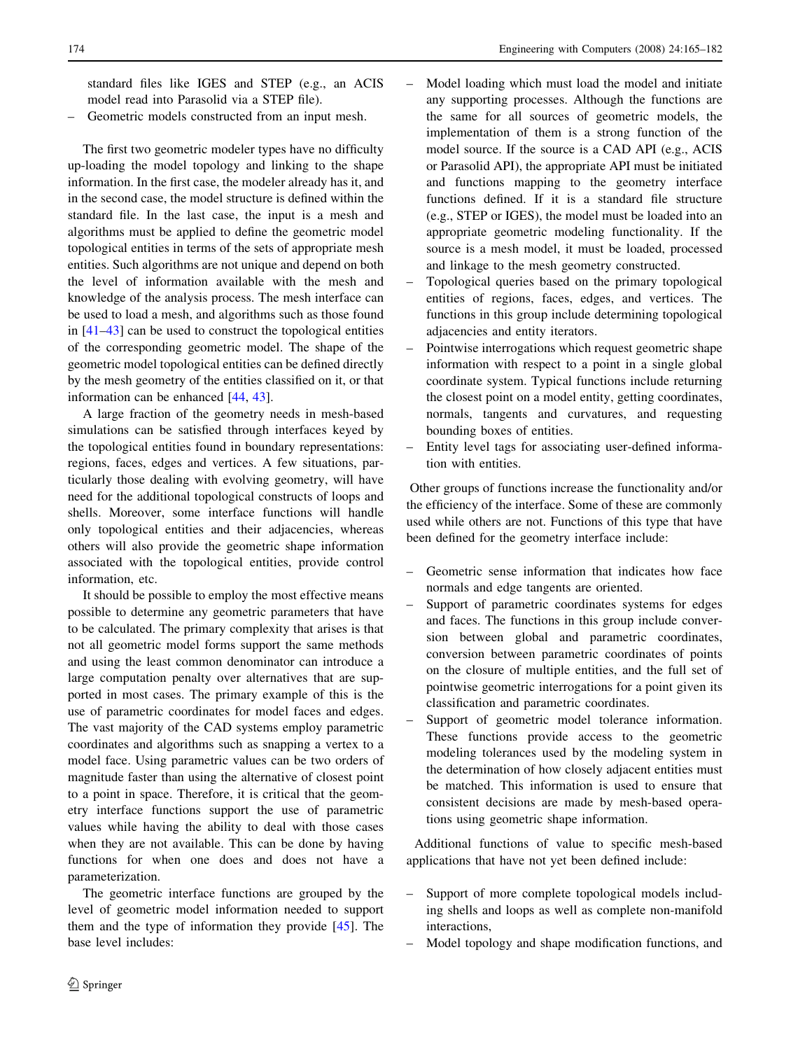standard files like IGES and STEP (e.g., an ACIS model read into Parasolid via a STEP file).

- Geometric models constructed from an input mesh.

The first two geometric modeler types have no difficulty up-loading the model topology and linking to the shape information. In the first case, the modeler already has it, and in the second case, the model structure is defined within the standard file. In the last case, the input is a mesh and algorithms must be applied to define the geometric model topological entities in terms of the sets of appropriate mesh entities. Such algorithms are not unique and depend on both the level of information available with the mesh and knowledge of the analysis process. The mesh interface can be used to load a mesh, and algorithms such as those found in [41–43] can be used to construct the topological entities of the corresponding geometric model. The shape of the geometric model topological entities can be defined directly by the mesh geometry of the entities classified on it, or that information can be enhanced [44, 43].

A large fraction of the geometry needs in mesh-based simulations can be satisfied through interfaces keyed by the topological entities found in boundary representations: regions, faces, edges and vertices. A few situations, particularly those dealing with evolving geometry, will have need for the additional topological constructs of loops and shells. Moreover, some interface functions will handle only topological entities and their adjacencies, whereas others will also provide the geometric shape information associated with the topological entities, provide control information, etc.

It should be possible to employ the most effective means possible to determine any geometric parameters that have to be calculated. The primary complexity that arises is that not all geometric model forms support the same methods and using the least common denominator can introduce a large computation penalty over alternatives that are supported in most cases. The primary example of this is the use of parametric coordinates for model faces and edges. The vast majority of the CAD systems employ parametric coordinates and algorithms such as snapping a vertex to a model face. Using parametric values can be two orders of magnitude faster than using the alternative of closest point to a point in space. Therefore, it is critical that the geometry interface functions support the use of parametric values while having the ability to deal with those cases when they are not available. This can be done by having functions for when one does and does not have a parameterization.

The geometric interface functions are grouped by the level of geometric model information needed to support them and the type of information they provide [45]. The base level includes:

- Model loading which must load the model and initiate any supporting processes. Although the functions are the same for all sources of geometric models, the implementation of them is a strong function of the model source. If the source is a CAD API (e.g., ACIS or Parasolid API), the appropriate API must be initiated and functions mapping to the geometry interface functions defined. If it is a standard file structure (e.g., STEP or IGES), the model must be loaded into an appropriate geometric modeling functionality. If the source is a mesh model, it must be loaded, processed and linkage to the mesh geometry constructed.
- Topological queries based on the primary topological entities of regions, faces, edges, and vertices. The functions in this group include determining topological adjacencies and entity iterators.
- Pointwise interrogations which request geometric shape information with respect to a point in a single global coordinate system. Typical functions include returning the closest point on a model entity, getting coordinates, normals, tangents and curvatures, and requesting bounding boxes of entities.
- Entity level tags for associating user-defined information with entities.

Other groups of functions increase the functionality and/or the efficiency of the interface. Some of these are commonly used while others are not. Functions of this type that have been defined for the geometry interface include:

- Geometric sense information that indicates how face normals and edge tangents are oriented.
- Support of parametric coordinates systems for edges and faces. The functions in this group include conversion between global and parametric coordinates, conversion between parametric coordinates of points on the closure of multiple entities, and the full set of pointwise geometric interrogations for a point given its classification and parametric coordinates.
- Support of geometric model tolerance information. These functions provide access to the geometric modeling tolerances used by the modeling system in the determination of how closely adjacent entities must be matched. This information is used to ensure that consistent decisions are made by mesh-based operations using geometric shape information.

Additional functions of value to specific mesh-based applications that have not yet been defined include:

- Support of more complete topological models including shells and loops as well as complete non-manifold interactions,
- Model topology and shape modification functions, and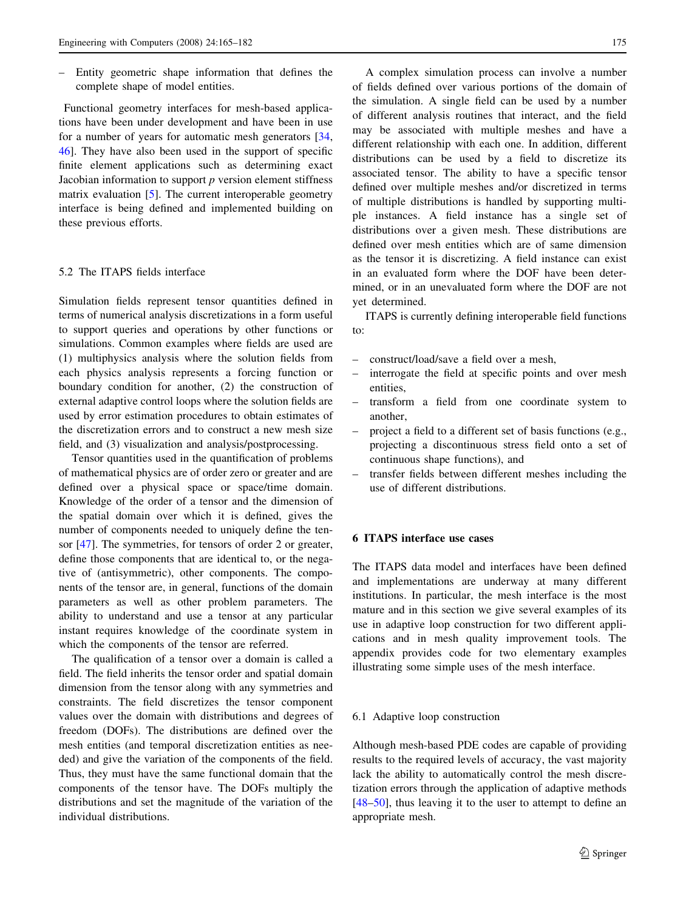– Entity geometric shape information that defines the complete shape of model entities.

Functional geometry interfaces for mesh-based applications have been under development and have been in use for a number of years for automatic mesh generators [34, 46]. They have also been used in the support of specific finite element applications such as determining exact Jacobian information to support *p* version element stiffness matrix evaluation [5]. The current interoperable geometry interface is being defined and implemented building on these previous efforts.

### 5.2 The ITAPS fields interface

Simulation fields represent tensor quantities defined in terms of numerical analysis discretizations in a form useful to support queries and operations by other functions or simulations. Common examples where fields are used are (1) multiphysics analysis where the solution fields from each physics analysis represents a forcing function or boundary condition for another, (2) the construction of external adaptive control loops where the solution fields are used by error estimation procedures to obtain estimates of the discretization errors and to construct a new mesh size field, and (3) visualization and analysis/postprocessing.

Tensor quantities used in the quantification of problems of mathematical physics are of order zero or greater and are defined over a physical space or space/time domain. Knowledge of the order of a tensor and the dimension of the spatial domain over which it is defined, gives the number of components needed to uniquely define the tensor [47]. The symmetries, for tensors of order 2 or greater, define those components that are identical to, or the negative of (antisymmetric), other components. The components of the tensor are, in general, functions of the domain parameters as well as other problem parameters. The ability to understand and use a tensor at any particular instant requires knowledge of the coordinate system in which the components of the tensor are referred.

The qualification of a tensor over a domain is called a field. The field inherits the tensor order and spatial domain dimension from the tensor along with any symmetries and constraints. The field discretizes the tensor component values over the domain with distributions and degrees of freedom (DOFs). The distributions are defined over the mesh entities (and temporal discretization entities as needed) and give the variation of the components of the field. Thus, they must have the same functional domain that the components of the tensor have. The DOFs multiply the distributions and set the magnitude of the variation of the individual distributions.

A complex simulation process can involve a number of fields defined over various portions of the domain of the simulation. A single field can be used by a number of different analysis routines that interact, and the field may be associated with multiple meshes and have a different relationship with each one. In addition, different distributions can be used by a field to discretize its associated tensor. The ability to have a specific tensor defined over multiple meshes and/or discretized in terms of multiple distributions is handled by supporting multiple instances. A field instance has a single set of distributions over a given mesh. These distributions are defined over mesh entities which are of same dimension as the tensor it is discretizing. A field instance can exist in an evaluated form where the DOF have been determined, or in an unevaluated form where the DOF are not yet determined.

ITAPS is currently defining interoperable field functions to:

- construct/load/save a field over a mesh,
- interrogate the field at specific points and over mesh entities,
- transform a field from one coordinate system to another,
- project a field to a different set of basis functions (e.g., projecting a discontinuous stress field onto a set of continuous shape functions), and
- transfer fields between different meshes including the use of different distributions.

## 6 ITAPS interface use cases

The ITAPS data model and interfaces have been defined and implementations are underway at many different institutions. In particular, the mesh interface is the most mature and in this section we give several examples of its use in adaptive loop construction for two different applications and in mesh quality improvement tools. The appendix provides code for two elementary examples illustrating some simple uses of the mesh interface.

### 6.1 Adaptive loop construction

Although mesh-based PDE codes are capable of providing results to the required levels of accuracy, the vast majority lack the ability to automatically control the mesh discretization errors through the application of adaptive methods [48–50], thus leaving it to the user to attempt to define an appropriate mesh.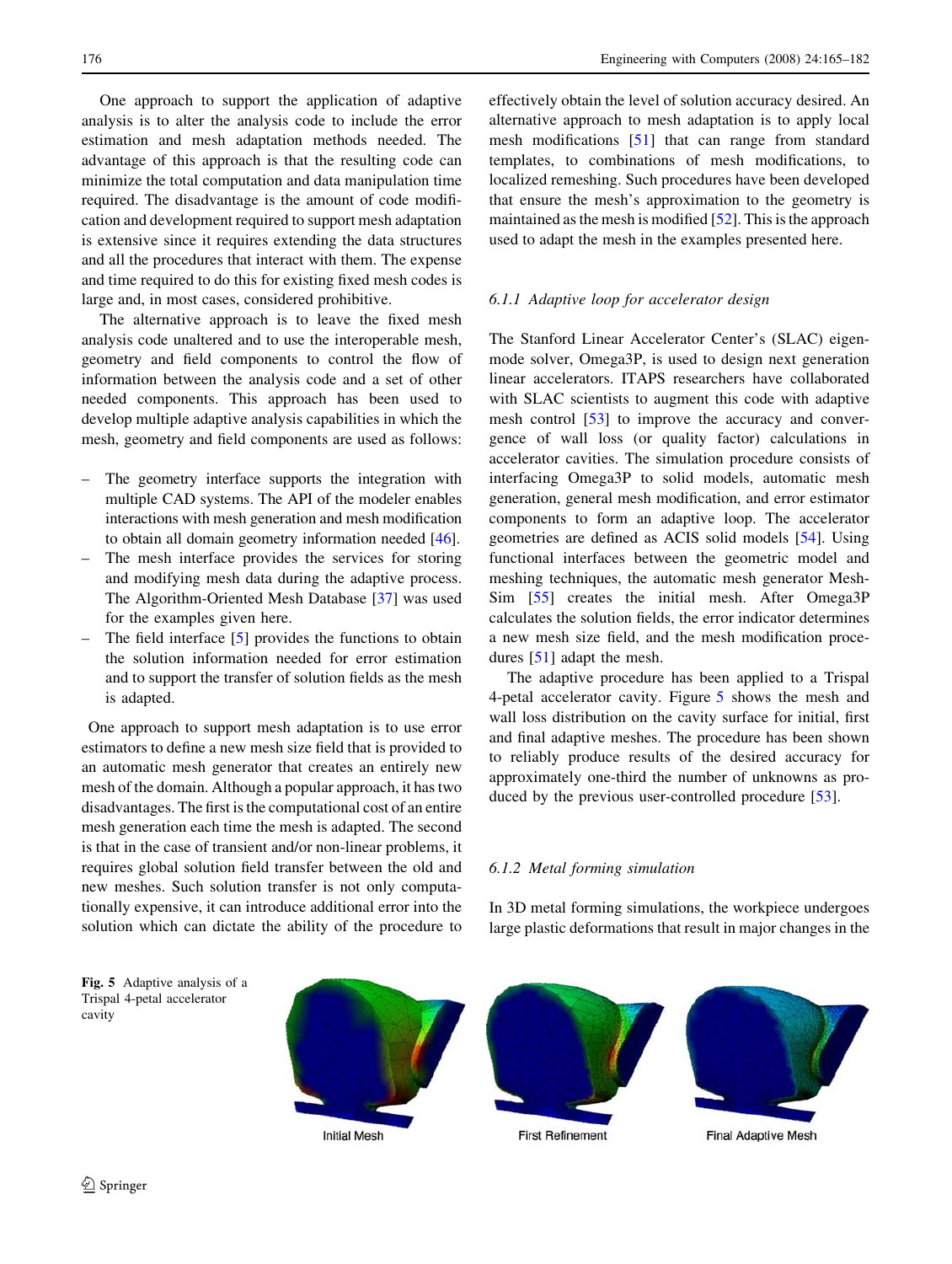One approach to support the application of adaptive analysis is to alter the analysis code to include the error estimation and mesh adaptation methods needed. The advantage of this approach is that the resulting code can minimize the total computation and data manipulation time required. The disadvantage is the amount of code modification and development required to support mesh adaptation is extensive since it requires extending the data structures and all the procedures that interact with them. The expense and time required to do this for existing fixed mesh codes is large and, in most cases, considered prohibitive.

The alternative approach is to leave the fixed mesh analysis code unaltered and to use the interoperable mesh, geometry and field components to control the flow of information between the analysis code and a set of other needed components. This approach has been used to develop multiple adaptive analysis capabilities in which the mesh, geometry and field components are used as follows:

- The geometry interface supports the integration with multiple CAD systems. The API of the modeler enables interactions with mesh generation and mesh modification to obtain all domain geometry information needed [46].
- The mesh interface provides the services for storing and modifying mesh data during the adaptive process. The Algorithm-Oriented Mesh Database [37] was used for the examples given here.
- The field interface [5] provides the functions to obtain the solution information needed for error estimation and to support the transfer of solution fields as the mesh is adapted.

One approach to support mesh adaptation is to use error estimators to define a new mesh size field that is provided to an automatic mesh generator that creates an entirely new mesh of the domain. Although a popular approach, it has two disadvantages. The first is the computational cost of an entire mesh generation each time the mesh is adapted. The second is that in the case of transient and/or non-linear problems, it requires global solution field transfer between the old and new meshes. Such solution transfer is not only computationally expensive, it can introduce additional error into the solution which can dictate the ability of the procedure to effectively obtain the level of solution accuracy desired. An alternative approach to mesh adaptation is to apply local mesh modifications [51] that can range from standard templates, to combinations of mesh modifications, to localized remeshing. Such procedures have been developed that ensure the mesh's approximation to the geometry is maintained as the mesh is modified [52]. This is the approach used to adapt the mesh in the examples presented here.

### 6.1.1 Adaptive loop for accelerator design

The Stanford Linear Accelerator Center's (SLAC) eigenmode solver, Omega3P, is used to design next generation linear accelerators. ITAPS researchers have collaborated with SLAC scientists to augment this code with adaptive mesh control [53] to improve the accuracy and convergence of wall loss (or quality factor) calculations in accelerator cavities. The simulation procedure consists of interfacing Omega3P to solid models, automatic mesh generation, general mesh modification, and error estimator components to form an adaptive loop. The accelerator geometries are defined as ACIS solid models [54]. Using functional interfaces between the geometric model and meshing techniques, the automatic mesh generator MeshSim [55] creates the initial mesh. After Omega3P calculates the solution fields, the error indicator determines a new mesh size field, and the mesh modification procedures [51] adapt the mesh.

The adaptive procedure has been applied to a Trispal 4-petal accelerator cavity. Figure 5 shows the mesh and wall loss distribution on the cavity surface for initial, first and final adaptive meshes. The procedure has been shown to reliably produce results of the desired accuracy for approximately one-third the number of unknowns as produced by the previous user-controlled procedure [53].

### 6.1.2 Metal forming simulation

In 3D metal forming simulations, the workpiece undergoes large plastic deformations that result in major changes in the

**Fig. 5** Adaptive analysis of a Trispal 4-petal accelerator cavity

Initial Mesh | First Refinement | Final Adaptive Mesh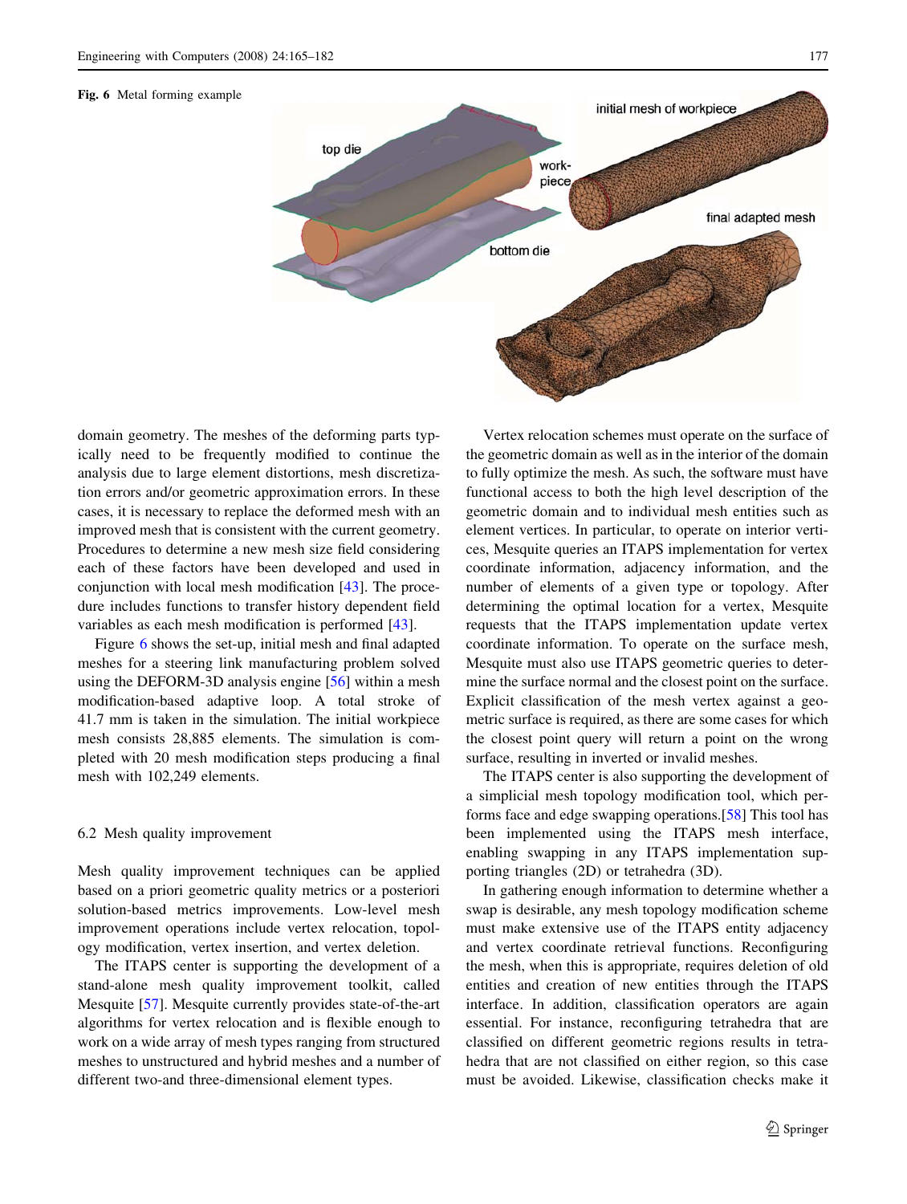Fig. 6 Metal forming example

top die

work-piece

bottom die

initial mesh of workpiece

final adapted mesh

domain geometry. The meshes of the deforming parts typically need to be frequently modified to continue the analysis due to large element distortions, mesh discretization errors and/or geometric approximation errors. In these cases, it is necessary to replace the deformed mesh with an improved mesh that is consistent with the current geometry. Procedures to determine a new mesh size field considering each of these factors have been developed and used in conjunction with local mesh modification [43]. The procedure includes functions to transfer history dependent field variables as each mesh modification is performed [43].

Figure 6 shows the set-up, initial mesh and final adapted meshes for a steering link manufacturing problem solved using the DEFORM-3D analysis engine [56] within a mesh modification-based adaptive loop. A total stroke of 41.7 mm is taken in the simulation. The initial workpiece mesh consists 28,885 elements. The simulation is completed with 20 mesh modification steps producing a final mesh with 102,249 elements.

## 6.2 Mesh quality improvement

Mesh quality improvement techniques can be applied based on a priori geometric quality metrics or a posteriori solution-based metrics improvements. Low-level mesh improvement operations include vertex relocation, topology modification, vertex insertion, and vertex deletion.

The ITAPS center is supporting the development of a stand-alone mesh quality improvement toolkit, called Mesquite [57]. Mesquite currently provides state-of-the-art algorithms for vertex relocation and is flexible enough to work on a wide array of mesh types ranging from structured meshes to unstructured and hybrid meshes and a number of different two-and three-dimensional element types.

Vertex relocation schemes must operate on the surface of the geometric domain as well as in the interior of the domain to fully optimize the mesh. As such, the software must have functional access to both the high level description of the geometric domain and to individual mesh entities such as element vertices. In particular, to operate on interior vertices, Mesquite queries an ITAPS implementation for vertex coordinate information, adjacency information, and the number of elements of a given type or topology. After determining the optimal location for a vertex, Mesquite requests that the ITAPS implementation update vertex coordinate information. To operate on the surface mesh, Mesquite must also use ITAPS geometric queries to determine the surface normal and the closest point on the surface. Explicit classification of the mesh vertex against a geometric surface is required, as there are some cases for which the closest point query will return a point on the wrong surface, resulting in inverted or invalid meshes.

The ITAPS center is also supporting the development of a simplicial mesh topology modification tool, which performs face and edge swapping operations.[58] This tool has been implemented using the ITAPS mesh interface, enabling swapping in any ITAPS implementation supporting triangles (2D) or tetrahedra (3D).

In gathering enough information to determine whether a swap is desirable, any mesh topology modification scheme must make extensive use of the ITAPS entity adjacency and vertex coordinate retrieval functions. Reconfiguring the mesh, when this is appropriate, requires deletion of old entities and creation of new entities through the ITAPS interface. In addition, classification operators are again essential. For instance, reconfiguring tetrahedra that are classified on different geometric regions results in tetrahedra that are not classified on either region, so this case must be avoided. Likewise, classification checks make it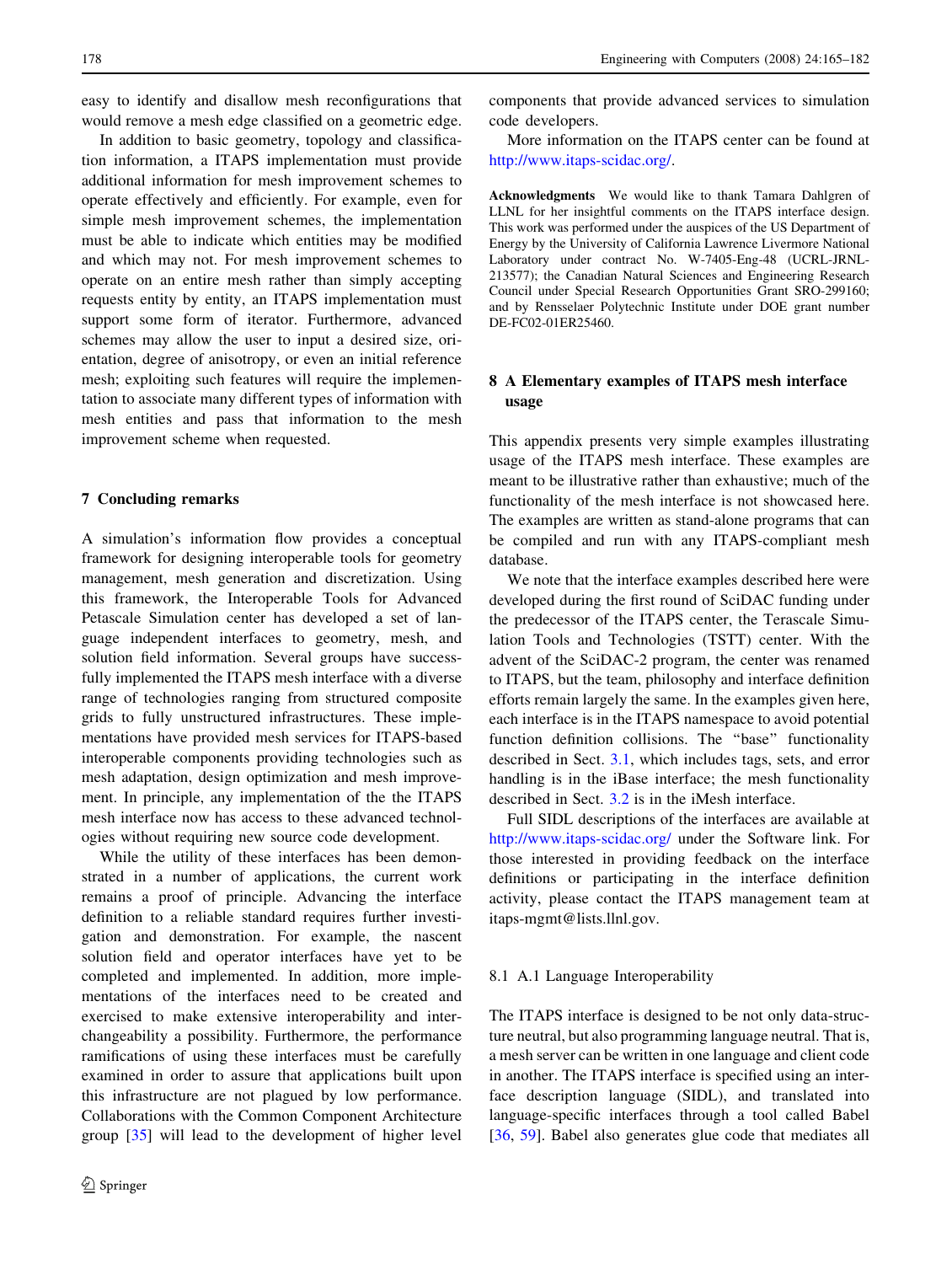easy to identify and disallow mesh reconfigurations that would remove a mesh edge classified on a geometric edge.

In addition to basic geometry, topology and classification information, a ITAPS implementation must provide additional information for mesh improvement schemes to operate effectively and efficiently. For example, even for simple mesh improvement schemes, the implementation must be able to indicate which entities may be modified and which may not. For mesh improvement schemes to operate on an entire mesh rather than simply accepting requests entity by entity, an ITAPS implementation must support some form of iterator. Furthermore, advanced schemes may allow the user to input a desired size, orientation, degree of anisotropy, or even an initial reference mesh; exploiting such features will require the implementation to associate many different types of information with mesh entities and pass that information to the mesh improvement scheme when requested.

## 7 Concluding remarks

A simulation's information flow provides a conceptual framework for designing interoperable tools for geometry management, mesh generation and discretization. Using this framework, the Interoperable Tools for Advanced Petascale Simulation center has developed a set of language independent interfaces to geometry, mesh, and solution field information. Several groups have successfully implemented the ITAPS mesh interface with a diverse range of technologies ranging from structured composite grids to fully unstructured infrastructures. These implementations have provided mesh services for ITAPS-based interoperable components providing technologies such as mesh adaptation, design optimization and mesh improvement. In principle, any implementation of the the ITAPS mesh interface now has access to these advanced technologies without requiring new source code development.

While the utility of these interfaces has been demonstrated in a number of applications, the current work remains a proof of principle. Advancing the interface definition to a reliable standard requires further investigation and demonstration. For example, the nascent solution field and operator interfaces have yet to be completed and implemented. In addition, more implementations of the interfaces need to be created and exercised to make extensive interoperability and interchangeability a possibility. Furthermore, the performance ramifications of using these interfaces must be carefully examined in order to assure that applications built upon this infrastructure are not plagued by low performance. Collaborations with the Common Component Architecture group [35] will lead to the development of higher level components that provide advanced services to simulation code developers.

More information on the ITAPS center can be found at http://www.itaps-scidac.org/.

**Acknowledgments** We would like to thank Tamara Dahlgren of LLNL for her insightful comments on the ITAPS interface design. This work was performed under the auspices of the US Department of Energy by the University of California Lawrence Livermore National Laboratory under contract No. W-7405-Eng-48 (UCRL-JRNL-213577); the Canadian Natural Sciences and Engineering Research Council under Special Research Opportunities Grant SRO-299160; and by Rensselaer Polytechnic Institute under DOE grant number DE-FC02-01ER25460.

## 8 A Elementary examples of ITAPS mesh interface usage

This appendix presents very simple examples illustrating usage of the ITAPS mesh interface. These examples are meant to be illustrative rather than exhaustive; much of the functionality of the mesh interface is not showcased here. The examples are written as stand-alone programs that can be compiled and run with any ITAPS-compliant mesh database.

We note that the interface examples described here were developed during the first round of SciDAC funding under the predecessor of the ITAPS center, the Terascale Simulation Tools and Technologies (TSTT) center. With the advent of the SciDAC-2 program, the center was renamed to ITAPS, but the team, philosophy and interface definition efforts remain largely the same. In the examples given here, each interface is in the ITAPS namespace to avoid potential function definition collisions. The "base" functionality described in Sect. 3.1, which includes tags, sets, and error handling is in the iBase interface; the mesh functionality described in Sect. 3.2 is in the iMesh interface.

Full SIDL descriptions of the interfaces are available at http://www.itaps-scidac.org/ under the Software link. For those interested in providing feedback on the interface definitions or participating in the interface definition activity, please contact the ITAPS management team at itaps-mgmt@lists.llnl.gov.

### 8.1 A.1 Language Interoperability

The ITAPS interface is designed to be not only data-structure neutral, but also programming language neutral. That is, a mesh server can be written in one language and client code in another. The ITAPS interface is specified using an interface description language (SIDL), and translated into language-specific interfaces through a tool called Babel [36, 59]. Babel also generates glue code that mediates all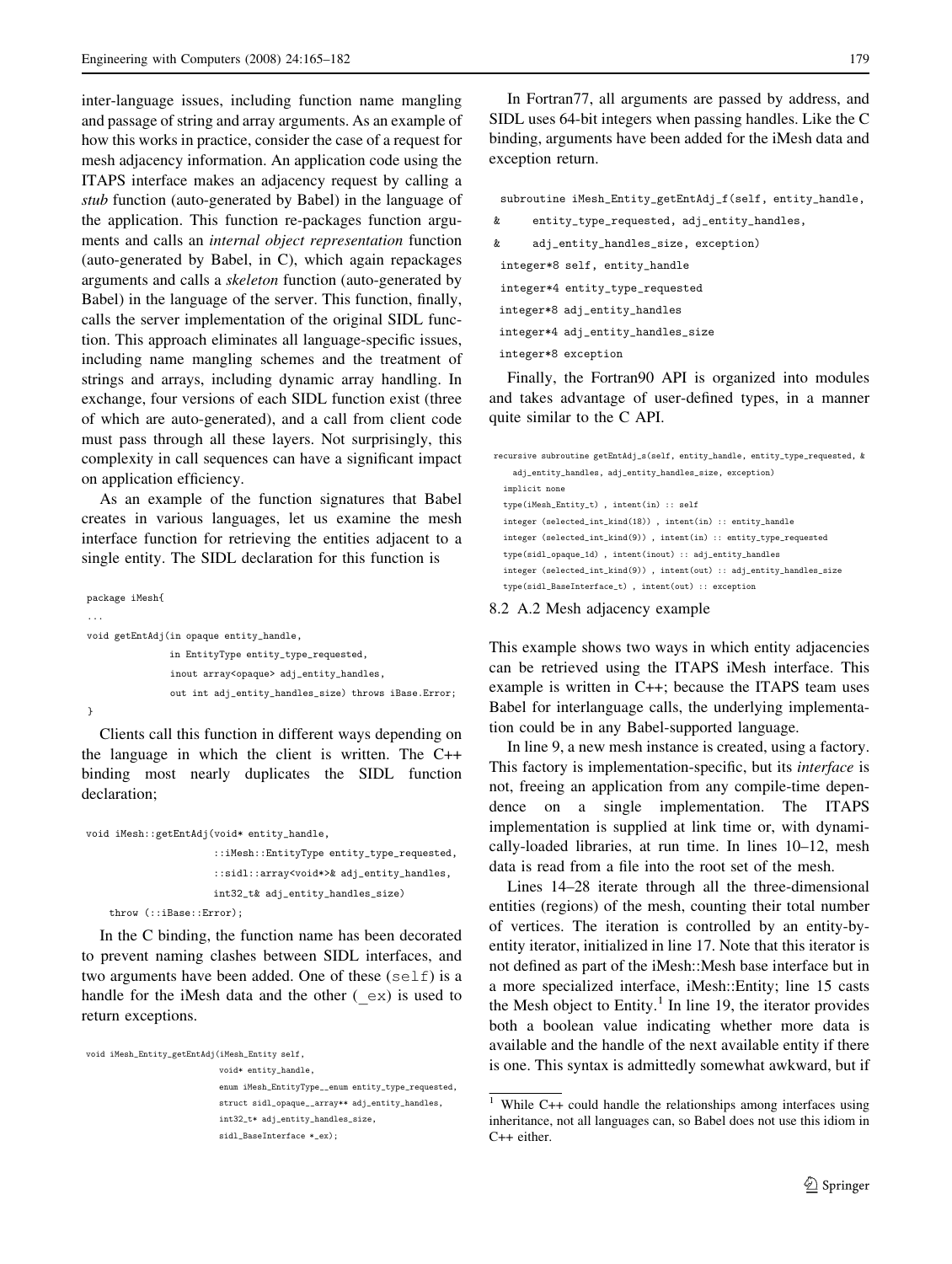inter-language issues, including function name mangling and passage of string and array arguments. As an example of how this works in practice, consider the case of a request for mesh adjacency information. An application code using the ITAPS interface makes an adjacency request by calling a *stub* function (auto-generated by Babel) in the language of the application. This function re-packages function arguments and calls an *internal object representation* function (auto-generated by Babel, in C), which again repackages arguments and calls a *skeleton* function (auto-generated by Babel) in the language of the server. This function, finally, calls the server implementation of the original SIDL function. This approach eliminates all language-specific issues, including name mangling schemes and the treatment of strings and arrays, including dynamic array handling. In exchange, four versions of each SIDL function exist (three of which are auto-generated), and a call from client code must pass through all these layers. Not surprisingly, this complexity in call sequences can have a significant impact on application efficiency.

As an example of the function signatures that Babel creates in various languages, let us examine the mesh interface function for retrieving the entities adjacent to a single entity. The SIDL declaration for this function is

```
package iMesh{
...
void getEntAdj(in opaque entity_handle,
              in EntityType entity_type_requested,
              inout array<opaque> adj_entity_handles,
              out int adj_entity_handles_size) throws iBase.Error;
}
```

Clients call this function in different ways depending on the language in which the client is written. The C++ binding most nearly duplicates the SIDL function declaration;

```
void iMesh::getEntAdj(void* entity_handle,
                      ::iMesh::EntityType entity_type_requested,
                      ::sidl::array<void*>& adj_entity_handles,
                      int32_t& adj_entity_handles_size)
    throw (::iBase::Error);
```

In the C binding, the function name has been decorated to prevent naming clashes between SIDL interfaces, and two arguments have been added. One of these (`self`) is a handle for the iMesh data and the other (`_ex`) is used to return exceptions.

```
void iMesh_Entity_getEntAdj(iMesh_Entity self,
                            void* entity_handle,
                            enum iMesh_EntityType__enum entity_type_requested,
                            struct sidl_opaque__array** adj_entity_handles,
                            int32_t* adj_entity_handles_size,
                            sidl_BaseInterface *_ex);
```

In Fortran77, all arguments are passed by address, and SIDL uses 64-bit integers when passing handles. Like the C binding, arguments have been added for the iMesh data and exception return.

```
 subroutine iMesh_Entity_getEntAdj_f(self, entity_handle,
&     entity_type_requested, adj_entity_handles,
&     adj_entity_handles_size, exception)
 integer*8 self, entity_handle
 integer*4 entity_type_requested
 integer*8 adj_entity_handles
 integer*4 adj_entity_handles_size
 integer*8 exception
```

Finally, the Fortran90 API is organized into modules and takes advantage of user-defined types, in a manner quite similar to the C API.

```
recursive subroutine getEntAdj_s(self, entity_handle, entity_type_requested, &
    adj_entity_handles, adj_entity_handles_size, exception)
  implicit none
  type(iMesh_Entity_t) , intent(in) :: self
  integer (selected_int_kind(18)) , intent(in) :: entity_handle
  integer (selected_int_kind(9)) , intent(in) :: entity_type_requested
  type(sidl_opaque_1d) , intent(inout) :: adj_entity_handles
  integer (selected_int_kind(9)) , intent(out) :: adj_entity_handles_size
  type(sidl_BaseInterface_t) , intent(out) :: exception
```

## 8.2 A.2 Mesh adjacency example

This example shows two ways in which entity adjacencies can be retrieved using the ITAPS iMesh interface. This example is written in C++; because the ITAPS team uses Babel for interlanguage calls, the underlying implementation could be in any Babel-supported language.

In line 9, a new mesh instance is created, using a factory. This factory is implementation-specific, but its *interface* is not, freeing an application from any compile-time dependence on a single implementation. The ITAPS implementation is supplied at link time or, with dynamically-loaded libraries, at run time. In lines 10–12, mesh data is read from a file into the root set of the mesh.

Lines 14–28 iterate through all the three-dimensional entities (regions) of the mesh, counting their total number of vertices. The iteration is controlled by an entity-by-entity iterator, initialized in line 17. Note that this iterator is not defined as part of the iMesh::Mesh base interface but in a more specialized interface, iMesh::Entity; line 15 casts the Mesh object to Entity.[1] In line 19, the iterator provides both a boolean value indicating whether more data is available and the handle of the next available entity if there is one. This syntax is admittedly somewhat awkward, but if

[1] While C++ could handle the relationships among interfaces using inheritance, not all languages can, so Babel does not use this idiom in C++ either.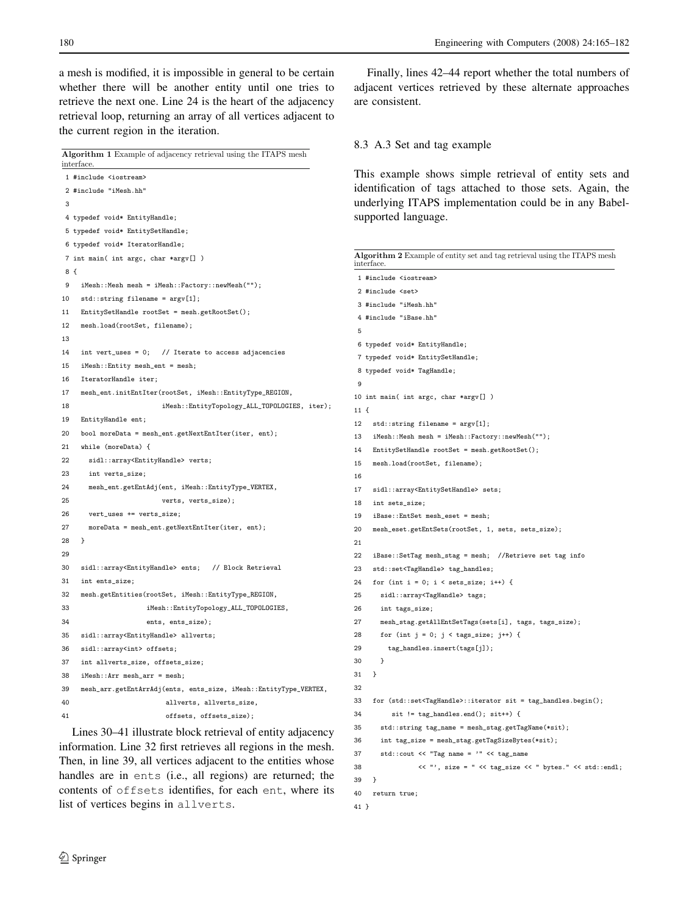a mesh is modified, it is impossible in general to be certain whether there will be another entity until one tries to retrieve the next one. Line 24 is the heart of the adjacency retrieval loop, returning an array of all vertices adjacent to the current region in the iteration.

**Algorithm 1** Example of adjacency retrieval using the ITAPS mesh interface.

```
 1 #include <iostream>
 2 #include "iMesh.hh"
 3
 4 typedef void* EntityHandle;
 5 typedef void* EntitySetHandle;
 6 typedef void* IteratorHandle;
 7 int main( int argc, char *argv[] )
 8 {
 9   iMesh::Mesh mesh = iMesh::Factory::newMesh("");
10   std::string filename = argv[1];
11   EntitySetHandle rootSet = mesh.getRootSet();
12   mesh.load(rootSet, filename);
13
14   int vert_uses = 0;   // Iterate to access adjacencies
15   iMesh::Entity mesh_ent = mesh;
16   IteratorHandle iter;
17   mesh_ent.initEntIter(rootSet, iMesh::EntityType_REGION,
18                        iMesh::EntityTopology_ALL_TOPOLOGIES, iter);
19   EntityHandle ent;
20   bool moreData = mesh_ent.getNextEntIter(iter, ent);
21   while (moreData) {
22     sidl::array<EntityHandle> verts;
23     int verts_size;
24     mesh_ent.getEntAdj(ent, iMesh::EntityType_VERTEX,
25                        verts, verts_size);
26     vert_uses += verts_size;
27     moreData = mesh_ent.getNextEntIter(iter, ent);
28   }
29
30   sidl::array<EntityHandle> ents;   // Block Retrieval
31   int ents_size;
32   mesh.getEntities(rootSet, iMesh::EntityType_REGION,
33                    iMesh::EntityTopology_ALL_TOPOLOGIES,
34                    ents, ents_size);
35   sidl::array<EntityHandle> allverts;
36   sidl::array<int> offsets;
37   int allverts_size, offsets_size;
38   iMesh::Arr mesh_arr = mesh;
39   mesh_arr.getEntArrAdj(ents, ents_size, iMesh::EntityType_VERTEX,
40                         allverts, allverts_size,
41                         offsets, offsets_size);
```

Lines 30–41 illustrate block retrieval of entity adjacency information. Line 32 first retrieves all regions in the mesh. Then, in line 39, all vertices adjacent to the entities whose handles are in `ents` (i.e., all regions) are returned; the contents of `offsets` identifies, for each `ent`, where its list of vertices begins in `allverts`.

Finally, lines 42–44 report whether the total numbers of adjacent vertices retrieved by these alternate approaches are consistent.

## 8.3 A.3 Set and tag example

This example shows simple retrieval of entity sets and identification of tags attached to those sets. Again, the underlying ITAPS implementation could be in any Babel-supported language.

**Algorithm 2** Example of entity set and tag retrieval using the ITAPS mesh interface.

```
 1 #include <iostream>
 2 #include <set>
 3 #include "iMesh.hh"
 4 #include "iBase.hh"
 5
 6 typedef void* EntityHandle;
 7 typedef void* EntitySetHandle;
 8 typedef void* TagHandle;
 9
10 int main( int argc, char *argv[] )
11 {
12   std::string filename = argv[1];
13   iMesh::Mesh mesh = iMesh::Factory::newMesh("");
14   EntitySetHandle rootSet = mesh.getRootSet();
15   mesh.load(rootSet, filename);
16
17   sidl::array<EntitySetHandle> sets;
18   int sets_size;
19   iBase::EntSet mesh_eset = mesh;
20   mesh_eset.getEntSets(rootSet, 1, sets, sets_size);
21
22   iBase::SetTag mesh_stag = mesh;  //Retrieve set tag info
23   std::set<TagHandle> tag_handles;
24   for (int i = 0; i < sets_size; i++) {
25     sidl::array<TagHandle> tags;
26     int tags_size;
27     mesh_stag.getAllEntSetTags(sets[i], tags, tags_size);
28     for (int j = 0; j < tags_size; j++) {
29       tag_handles.insert(tags[j]);
30     }
31   }
32
33   for (std::set<TagHandle>::iterator sit = tag_handles.begin();
34        sit != tag_handles.end(); sit++) {
35     std::string tag_name = mesh_stag.getTagName(*sit);
36     int tag_size = mesh_stag.getTagSizeBytes(*sit);
37     std::cout << "Tag name = '" << tag_name
38               << "', size = " << tag_size << " bytes." << std::endl;
39   }
40   return true;
41 }
```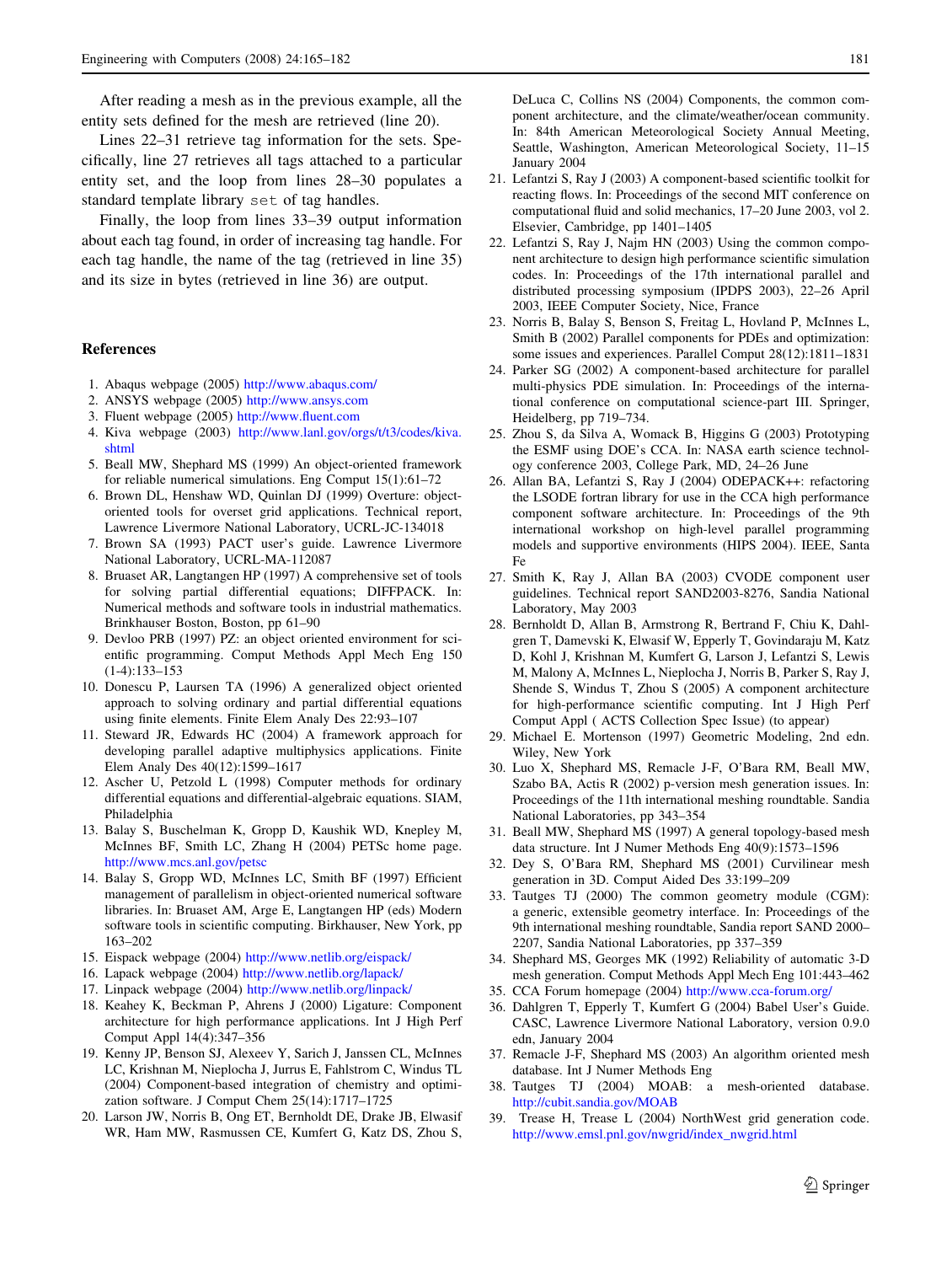After reading a mesh as in the previous example, all the entity sets defined for the mesh are retrieved (line 20).

Lines 22–31 retrieve tag information for the sets. Specifically, line 27 retrieves all tags attached to a particular entity set, and the loop from lines 28–30 populates a standard template library `set` of tag handles.

Finally, the loop from lines 33–39 output information about each tag found, in order of increasing tag handle. For each tag handle, the name of the tag (retrieved in line 35) and its size in bytes (retrieved in line 36) are output.

## References

1. Abaqus webpage (2005) http://www.abaqus.com/
2. ANSYS webpage (2005) http://www.ansys.com
3. Fluent webpage (2005) http://www.fluent.com
4. Kiva webpage (2003) http://www.lanl.gov/orgs/t/t3/codes/kiva.shtml
5. Beall MW, Shephard MS (1999) An object-oriented framework for reliable numerical simulations. Eng Comput 15(1):61–72
6. Brown DL, Henshaw WD, Quinlan DJ (1999) Overture: object-oriented tools for overset grid applications. Technical report, Lawrence Livermore National Laboratory, UCRL-JC-134018
7. Brown SA (1993) PACT user's guide. Lawrence Livermore National Laboratory, UCRL-MA-112087
8. Bruaset AR, Langtangen HP (1997) A comprehensive set of tools for solving partial differential equations; DIFFPACK. In: Numerical methods and software tools in industrial mathematics. Brinkhauser Boston, Boston, pp 61–90
9. Devloo PRB (1997) PZ: an object oriented environment for scientific programming. Comput Methods Appl Mech Eng 150 (1-4):133–153
10. Donescu P, Laursen TA (1996) A generalized object oriented approach to solving ordinary and partial differential equations using finite elements. Finite Elem Analy Des 22:93–107
11. Steward JR, Edwards HC (2004) A framework approach for developing parallel adaptive multiphysics applications. Finite Elem Analy Des 40(12):1599–1617
12. Ascher U, Petzold L (1998) Computer methods for ordinary differential equations and differential-algebraic equations. SIAM, Philadelphia
13. Balay S, Buschelman K, Gropp D, Kaushik WD, Knepley M, McInnes BF, Smith LC, Zhang H (2004) PETSc home page. http://www.mcs.anl.gov/petsc
14. Balay S, Gropp WD, McInnes LC, Smith BF (1997) Efficient management of parallelism in object-oriented numerical software libraries. In: Bruaset AM, Arge E, Langtangen HP (eds) Modern software tools in scientific computing. Birkhauser, New York, pp 163–202
15. Eispack webpage (2004) http://www.netlib.org/eispack/
16. Lapack webpage (2004) http://www.netlib.org/lapack/
17. Linpack webpage (2004) http://www.netlib.org/linpack/
18. Keahey K, Beckman P, Ahrens J (2000) Ligature: Component architecture for high performance applications. Int J High Perf Comput Appl 14(4):347–356
19. Kenny JP, Benson SJ, Alexeev Y, Sarich J, Janssen CL, McInnes LC, Krishnan M, Nieplocha J, Jurrus E, Fahlstrom C, Windus TL (2004) Component-based integration of chemistry and optimization software. J Comput Chem 25(14):1717–1725
20. Larson JW, Norris B, Ong ET, Bernholdt DE, Drake JB, Elwasif WR, Ham MW, Rasmussen CE, Kumfert G, Katz DS, Zhou S, DeLuca C, Collins NS (2004) Components, the common component architecture, and the climate/weather/ocean community. In: 84th American Meteorological Society Annual Meeting, Seattle, Washington, American Meteorological Society, 11–15 January 2004
21. Lefantzi S, Ray J (2003) A component-based scientific toolkit for reacting flows. In: Proceedings of the second MIT conference on computational fluid and solid mechanics, 17–20 June 2003, vol 2. Elsevier, Cambridge, pp 1401–1405
22. Lefantzi S, Ray J, Najm HN (2003) Using the common component architecture to design high performance scientific simulation codes. In: Proceedings of the 17th international parallel and distributed processing symposium (IPDPS 2003), 22–26 April 2003, IEEE Computer Society, Nice, France
23. Norris B, Balay S, Benson S, Freitag L, Hovland P, McInnes L, Smith B (2002) Parallel components for PDEs and optimization: some issues and experiences. Parallel Comput 28(12):1811–1831
24. Parker SG (2002) A component-based architecture for parallel multi-physics PDE simulation. In: Proceedings of the international conference on computational science-part III. Springer, Heidelberg, pp 719–734.
25. Zhou S, da Silva A, Womack B, Higgins G (2003) Prototyping the ESMF using DOE's CCA. In: NASA earth science technology conference 2003, College Park, MD, 24–26 June
26. Allan BA, Lefantzi S, Ray J (2004) ODEPACK++: refactoring the LSODE fortran library for use in the CCA high performance component software architecture. In: Proceedings of the 9th international workshop on high-level parallel programming models and supportive environments (HIPS 2004). IEEE, Santa Fe
27. Smith K, Ray J, Allan BA (2003) CVODE component user guidelines. Technical report SAND2003-8276, Sandia National Laboratory, May 2003
28. Bernholdt D, Allan B, Armstrong R, Bertrand F, Chiu K, Dahlgren T, Damevski K, Elwasif W, Epperly T, Govindaraju M, Katz D, Kohl J, Krishnan M, Kumfert G, Larson J, Lefantzi S, Lewis M, Malony A, McInnes L, Nieplocha J, Norris B, Parker S, Ray J, Shende S, Windus T, Zhou S (2005) A component architecture for high-performance scientific computing. Int J High Perf Comput Appl ( ACTS Collection Spec Issue) (to appear)
29. Michael E. Mortenson (1997) Geometric Modeling, 2nd edn. Wiley, New York
30. Luo X, Shephard MS, Remacle J-F, O'Bara RM, Beall MW, Szabo BA, Actis R (2002) p-version mesh generation issues. In: Proceedings of the 11th international meshing roundtable. Sandia National Laboratories, pp 343–354
31. Beall MW, Shephard MS (1997) A general topology-based mesh data structure. Int J Numer Methods Eng 40(9):1573–1596
32. Dey S, O'Bara RM, Shephard MS (2001) Curvilinear mesh generation in 3D. Comput Aided Des 33:199–209
33. Tautges TJ (2000) The common geometry module (CGM): a generic, extensible geometry interface. In: Proceedings of the 9th international meshing roundtable, Sandia report SAND 2000–2207, Sandia National Laboratories, pp 337–359
34. Shephard MS, Georges MK (1992) Reliability of automatic 3-D mesh generation. Comput Methods Appl Mech Eng 101:443–462
35. CCA Forum homepage (2004) http://www.cca-forum.org/
36. Dahlgren T, Epperly T, Kumfert G (2004) Babel User's Guide. CASC, Lawrence Livermore National Laboratory, version 0.9.0 edn, January 2004
37. Remacle J-F, Shephard MS (2003) An algorithm oriented mesh database. Int J Numer Methods Eng
38. Tautges TJ (2004) MOAB: a mesh-oriented database. http://cubit.sandia.gov/MOAB
39. Trease H, Trease L (2004) NorthWest grid generation code. http://www.emsl.pnl.gov/nwgrid/index_nwgrid.html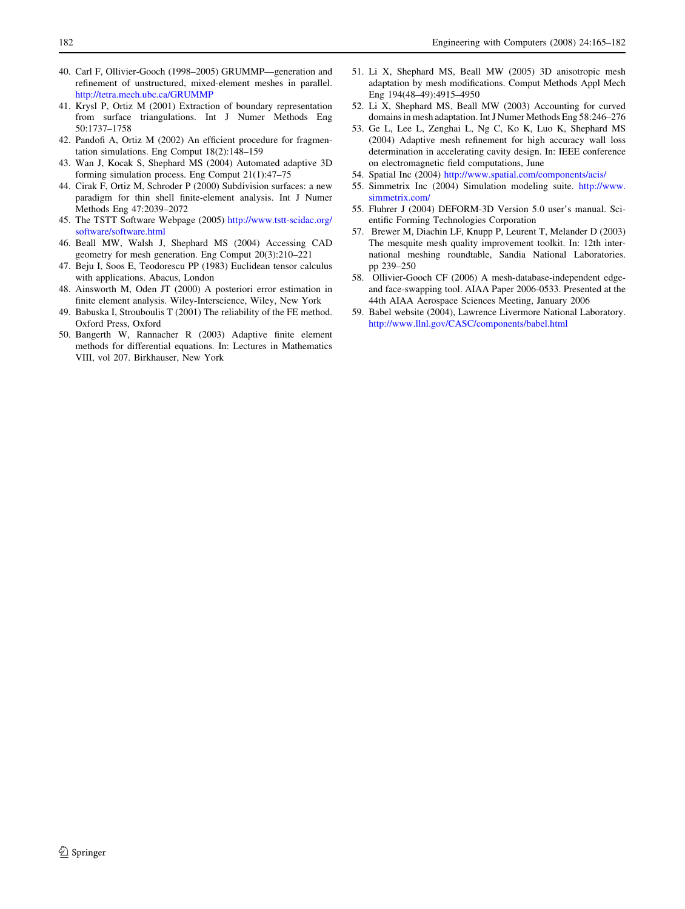40. Carl F, Ollivier-Gooch (1998–2005) GRUMMP—generation and refinement of unstructured, mixed-element meshes in parallel. http://tetra.mech.ubc.ca/GRUMMP
41. Krysl P, Ortiz M (2001) Extraction of boundary representation from surface triangulations. Int J Numer Methods Eng 50:1737–1758
42. Pandofi A, Ortiz M (2002) An efficient procedure for fragmentation simulations. Eng Comput 18(2):148–159
43. Wan J, Kocak S, Shephard MS (2004) Automated adaptive 3D forming simulation process. Eng Comput 21(1):47–75
44. Cirak F, Ortiz M, Schroder P (2000) Subdivision surfaces: a new paradigm for thin shell finite-element analysis. Int J Numer Methods Eng 47:2039–2072
45. The TSTT Software Webpage (2005) http://www.tstt-scidac.org/software/software.html
46. Beall MW, Walsh J, Shephard MS (2004) Accessing CAD geometry for mesh generation. Eng Comput 20(3):210–221
47. Beju I, Soos E, Teodorescu PP (1983) Euclidean tensor calculus with applications. Abacus, London
48. Ainsworth M, Oden JT (2000) A posteriori error estimation in finite element analysis. Wiley-Interscience, Wiley, New York
49. Babuska I, Strouboulis T (2001) The reliability of the FE method. Oxford Press, Oxford
50. Bangerth W, Rannacher R (2003) Adaptive finite element methods for differential equations. In: Lectures in Mathematics VIII, vol 207. Birkhauser, New York
51. Li X, Shephard MS, Beall MW (2005) 3D anisotropic mesh adaptation by mesh modifications. Comput Methods Appl Mech Eng 194(48–49):4915–4950
52. Li X, Shephard MS, Beall MW (2003) Accounting for curved domains in mesh adaptation. Int J Numer Methods Eng 58:246–276
53. Ge L, Lee L, Zenghai L, Ng C, Ko K, Luo K, Shephard MS (2004) Adaptive mesh refinement for high accuracy wall loss determination in accelerating cavity design. In: IEEE conference on electromagnetic field computations, June
54. Spatial Inc (2004) http://www.spatial.com/components/acis/
55. Simmetrix Inc (2004) Simulation modeling suite. http://www.simmetrix.com/
55. Fluhrer J (2004) DEFORM-3D Version 5.0 user's manual. Scientific Forming Technologies Corporation
57. Brewer M, Diachin LF, Knupp P, Leurent T, Melander D (2003) The mesquite mesh quality improvement toolkit. In: 12th international meshing roundtable, Sandia National Laboratories. pp 239–250
58. Ollivier-Gooch CF (2006) A mesh-database-independent edge- and face-swapping tool. AIAA Paper 2006-0533. Presented at the 44th AIAA Aerospace Sciences Meeting, January 2006
59. Babel website (2004), Lawrence Livermore National Laboratory. http://www.llnl.gov/CASC/components/babel.html